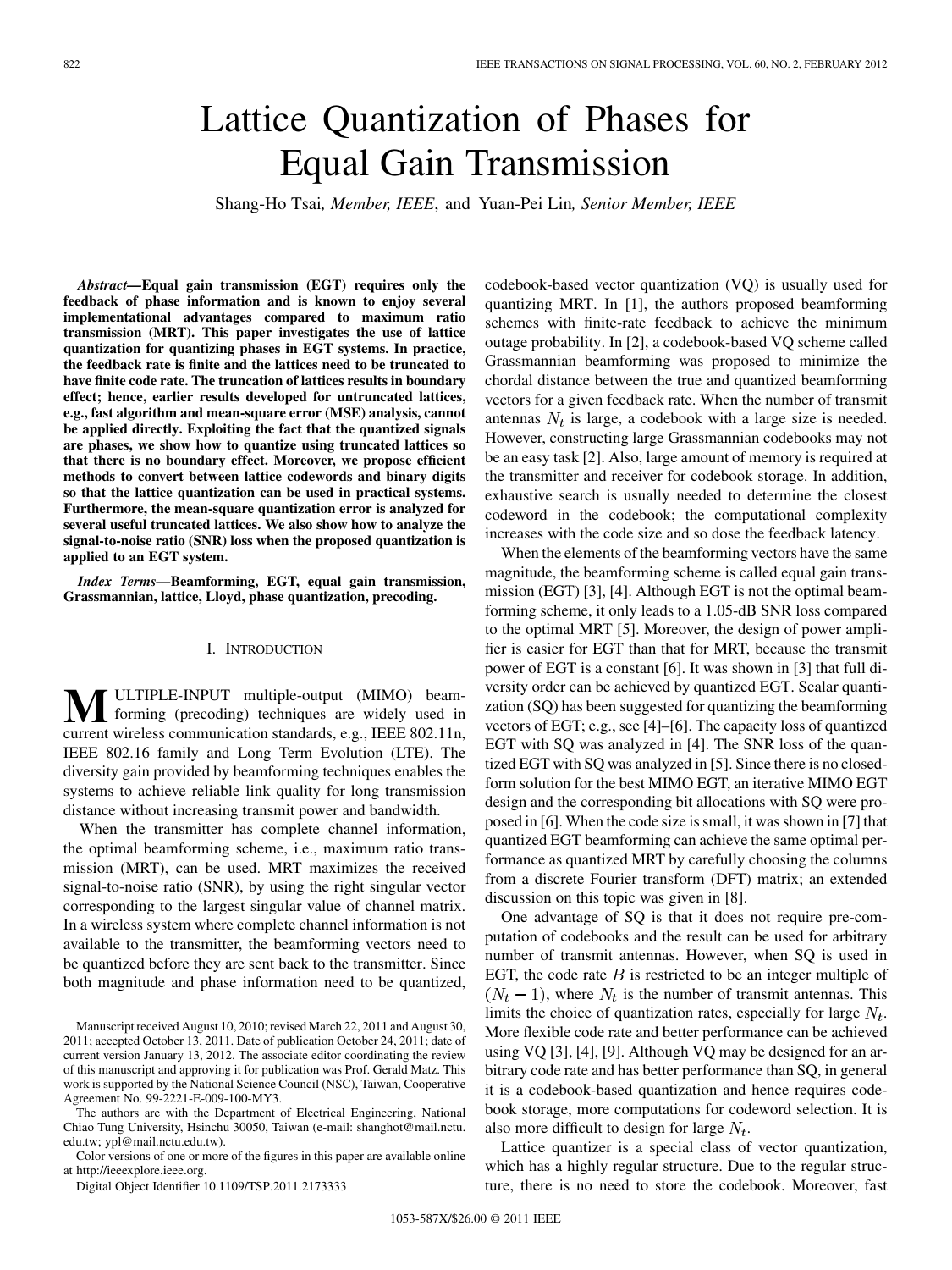# Lattice Quantization of Phases for Equal Gain Transmission

Shang-Ho Tsai, *Member, IEEE*, and Yuan-Pei Lin, *Senior Member, IEEE*

***Abstract*—Equal gain transmission (EGT) requires only the feedback of phase information and is known to enjoy several implementational advantages compared to maximum ratio transmission (MRT). This paper investigates the use of lattice quantization for quantizing phases in EGT systems. In practice, the feedback rate is finite and the lattices need to be truncated to have finite code rate. The truncation of lattices results in boundary effect; hence, earlier results developed for untruncated lattices, e.g., fast algorithm and mean-square error (MSE) analysis, cannot be applied directly. Exploiting the fact that the quantized signals are phases, we show how to quantize using truncated lattices so that there is no boundary effect. Moreover, we propose efficient methods to convert between lattice codewords and binary digits so that the lattice quantization can be used in practical systems. Furthermore, the mean-square quantization error is analyzed for several useful truncated lattices. We also show how to analyze the signal-to-noise ratio (SNR) loss when the proposed quantization is applied to an EGT system.**

***Index Terms*—Beamforming, EGT, equal gain transmission, Grassmannian, lattice, Lloyd, phase quantization, precoding.**

## I. Introduction

MULTIPLE-INPUT multiple-output (MIMO) beamforming (precoding) techniques are widely used in current wireless communication standards, e.g., IEEE 802.11n, IEEE 802.16 family and Long Term Evolution (LTE). The diversity gain provided by beamforming techniques enables the systems to achieve reliable link quality for long transmission distance without increasing transmit power and bandwidth.

When the transmitter has complete channel information, the optimal beamforming scheme, i.e., maximum ratio transmission (MRT), can be used. MRT maximizes the received signal-to-noise ratio (SNR), by using the right singular vector corresponding to the largest singular value of channel matrix. In a wireless system where complete channel information is not available to the transmitter, the beamforming vectors need to be quantized before they are sent back to the transmitter. Since both magnitude and phase information need to be quantized, codebook-based vector quantization (VQ) is usually used for quantizing MRT. In [1], the authors proposed beamforming schemes with finite-rate feedback to achieve the minimum outage probability. In [2], a codebook-based VQ scheme called Grassmannian beamforming was proposed to minimize the chordal distance between the true and quantized beamforming vectors for a given feedback rate. When the number of transmit antennas $N_t$ is large, a codebook with a large size is needed. However, constructing large Grassmannian codebooks may not be an easy task [2]. Also, large amount of memory is required at the transmitter and receiver for codebook storage. In addition, exhaustive search is usually needed to determine the closest codeword in the codebook; the computational complexity increases with the code size and so dose the feedback latency.

When the elements of the beamforming vectors have the same magnitude, the beamforming scheme is called equal gain transmission (EGT) [3], [4]. Although EGT is not the optimal beamforming scheme, it only leads to a 1.05-dB SNR loss compared to the optimal MRT [5]. Moreover, the design of power amplifier is easier for EGT than that for MRT, because the transmit power of EGT is a constant [6]. It was shown in [3] that full diversity order can be achieved by quantized EGT. Scalar quantization (SQ) has been suggested for quantizing the beamforming vectors of EGT; e.g., see [4]–[6]. The capacity loss of quantized EGT with SQ was analyzed in [4]. The SNR loss of the quantized EGT with SQ was analyzed in [5]. Since there is no closed-form solution for the best MIMO EGT, an iterative MIMO EGT design and the corresponding bit allocations with SQ were proposed in [6]. When the code size is small, it was shown in [7] that quantized EGT beamforming can achieve the same optimal performance as quantized MRT by carefully choosing the columns from a discrete Fourier transform (DFT) matrix; an extended discussion on this topic was given in [8].

One advantage of SQ is that it does not require pre-computation of codebooks and the result can be used for arbitrary number of transmit antennas. However, when SQ is used in EGT, the code rate $B$ is restricted to be an integer multiple of $(N_t - 1)$, where $N_t$ is the number of transmit antennas. This limits the choice of quantization rates, especially for large $N_t$. More flexible code rate and better performance can be achieved using VQ [3], [4], [9]. Although VQ may be designed for an arbitrary code rate and has better performance than SQ, in general it is a codebook-based quantization and hence requires codebook storage, more computations for codeword selection. It is also more difficult to design for large $N_t$.

Lattice quantizer is a special class of vector quantization, which has a highly regular structure. Due to the regular structure, there is no need to store the codebook. Moreover, fast

---

Manuscript received August 10, 2010; revised March 22, 2011 and August 30, 2011; accepted October 13, 2011. Date of publication October 24, 2011; date of current version January 13, 2012. The associate editor coordinating the review of this manuscript and approving it for publication was Prof. Gerald Matz. This work is supported by the National Science Council (NSC), Taiwan, Cooperative Agreement No. 99-2221-E-009-100-MY3.

The authors are with the Department of Electrical Engineering, National Chiao Tung University, Hsinchu 30050, Taiwan (e-mail: shanghot@mail.nctu.edu.tw; ypl@mail.nctu.edu.tw).

Color versions of one or more of the figures in this paper are available online at http://ieeexplore.ieee.org.

Digital Object Identifier 10.1109/TSP.2011.2173333

1053-587X/$26.00 © 2011 IEEE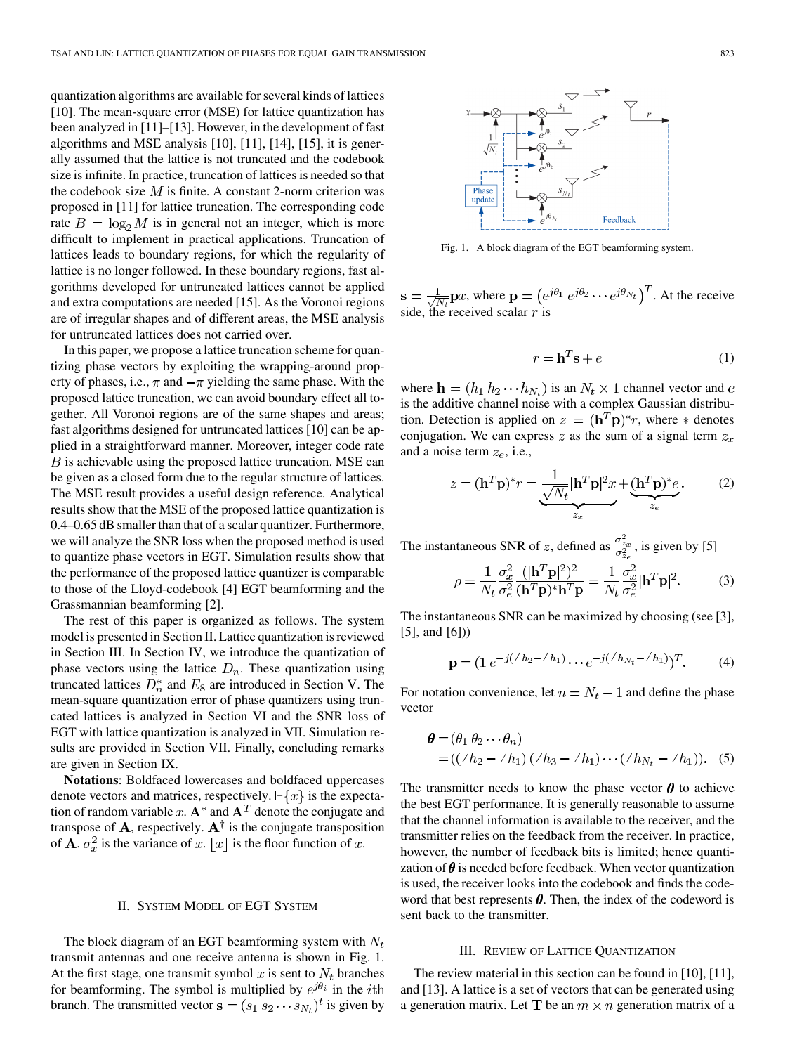quantization algorithms are available for several kinds of lattices [10]. The mean-square error (MSE) for lattice quantization has been analyzed in [11]–[13]. However, in the development of fast algorithms and MSE analysis [10], [11], [14], [15], it is generally assumed that the lattice is not truncated and the codebook size is infinite. In practice, truncation of lattices is needed so that the codebook size $M$ is finite. A constant 2-norm criterion was proposed in [11] for lattice truncation. The corresponding code rate $B = \log_2 M$ is in general not an integer, which is more difficult to implement in practical applications. Truncation of lattices leads to boundary regions, for which the regularity of lattice is no longer followed. In these boundary regions, fast algorithms developed for untruncated lattices cannot be applied and extra computations are needed [15]. As the Voronoi regions are of irregular shapes and of different areas, the MSE analysis for untruncated lattices does not carried over.

In this paper, we propose a lattice truncation scheme for quantizing phase vectors by exploiting the wrapping-around property of phases, i.e., $\pi$ and $-\pi$ yielding the same phase. With the proposed lattice truncation, we can avoid boundary effect all together. All Voronoi regions are of the same shapes and areas; fast algorithms designed for untruncated lattices [10] can be applied in a straightforward manner. Moreover, integer code rate $B$ is achievable using the proposed lattice truncation. MSE can be given as a closed form due to the regular structure of lattices. The MSE result provides a useful design reference. Analytical results show that the MSE of the proposed lattice quantization is 0.4–0.65 dB smaller than that of a scalar quantizer. Furthermore, we will analyze the SNR loss when the proposed method is used to quantize phase vectors in EGT. Simulation results show that the performance of the proposed lattice quantizer is comparable to those of the Lloyd-codebook [4] EGT beamforming and the Grassmannian beamforming [2].

The rest of this paper is organized as follows. The system model is presented in Section II. Lattice quantization is reviewed in Section III. In Section IV, we introduce the quantization of phase vectors using the lattice $D_n$. These quantization using truncated lattices $D_n^*$ and $E_8$ are introduced in Section V. The mean-square quantization error of phase quantizers using truncated lattices is analyzed in Section VI and the SNR loss of EGT with lattice quantization is analyzed in VII. Simulation results are provided in Section VII. Finally, concluding remarks are given in Section IX.

**Notations**: Boldfaced lowercases and boldfaced uppercases denote vectors and matrices, respectively. $\mathbb{E}\{x\}$ is the expectation of random variable $x$. $\mathbf{A}^*$ and $\mathbf{A}^T$ denote the conjugate and transpose of $\mathbf{A}$, respectively. $\mathbf{A}^\dagger$ is the conjugate transposition of $\mathbf{A}$. $\sigma_x^2$ is the variance of $x$. $\lfloor x \rfloor$ is the floor function of $x$.

## II. System Model of EGT System

The block diagram of an EGT beamforming system with $N_t$ transmit antennas and one receive antenna is shown in Fig. 1. At the first stage, one transmit symbol $x$ is sent to $N_t$ branches for beamforming. The symbol is multiplied by $e^{j\theta_i}$ in the $i$th branch. The transmitted vector $\mathbf{s} = (s_1\, s_2 \cdots s_{N_t})^t$ is given by $\mathbf{s} = \frac{1}{\sqrt{N_t}}\mathbf{p}x$, where $\mathbf{p} = \left(e^{j\theta_1}\; e^{j\theta_2} \cdots e^{j\theta_{N_t}}\right)^T$. At the receive side, the received scalar $r$ is

Fig. 1. A block diagram of the EGT beamforming system.

$$r = \mathbf{h}^T\mathbf{s} + e \tag{1}$$

where $\mathbf{h} = (h_1\, h_2 \cdots h_{N_t})$ is an $N_t \times 1$ channel vector and $e$ is the additive channel noise with a complex Gaussian distribution. Detection is applied on $z = (\mathbf{h}^T\mathbf{p})^* r$, where $*$ denotes conjugation. We can express $z$ as the sum of a signal term $z_x$ and a noise term $z_e$, i.e.,

$$z = (\mathbf{h}^T\mathbf{p})^* r = \underbrace{\frac{1}{\sqrt{N_t}}|\mathbf{h}^T\mathbf{p}|^2 x}_{z_x} + \underbrace{(\mathbf{h}^T\mathbf{p})^* e}_{z_e}. \tag{2}$$

The instantaneous SNR of $z$, defined as $\frac{\sigma_{z_x}^2}{\sigma_{z_e}^2}$, is given by [5]

$$\rho = \frac{1}{N_t}\frac{\sigma_x^2}{\sigma_e^2}\frac{(|\mathbf{h}^T\mathbf{p}|^2)^2}{(\mathbf{h}^T\mathbf{p})^*\mathbf{h}^T\mathbf{p}} = \frac{1}{N_t}\frac{\sigma_x^2}{\sigma_e^2}|\mathbf{h}^T\mathbf{p}|^2. \tag{3}$$

The instantaneous SNR can be maximized by choosing (see [3], [5], and [6]))

$$\mathbf{p} = (1\; e^{-j(\angle h_2 - \angle h_1)} \cdots e^{-j(\angle h_{N_t} - \angle h_1)})^T. \tag{4}$$

For notation convenience, let $n = N_t - 1$ and define the phase vector

$$\begin{aligned}\boldsymbol{\theta} &= (\theta_1\; \theta_2 \cdots \theta_n)\\ &= ((\angle h_2 - \angle h_1)\; (\angle h_3 - \angle h_1) \cdots (\angle h_{N_t} - \angle h_1)).\end{aligned} \tag{5}$$

The transmitter needs to know the phase vector $\boldsymbol{\theta}$ to achieve the best EGT performance. It is generally reasonable to assume that the channel information is available to the receiver, and the transmitter relies on the feedback from the receiver. In practice, however, the number of feedback bits is limited; hence quantization of $\boldsymbol{\theta}$ is needed before feedback. When vector quantization is used, the receiver looks into the codebook and finds the codeword that best represents $\boldsymbol{\theta}$. Then, the index of the codeword is sent back to the transmitter.

## III. Review of Lattice Quantization

The review material in this section can be found in [10], [11], and [13]. A lattice is a set of vectors that can be generated using a generation matrix. Let $\mathbf{T}$ be an $m \times n$ generation matrix of a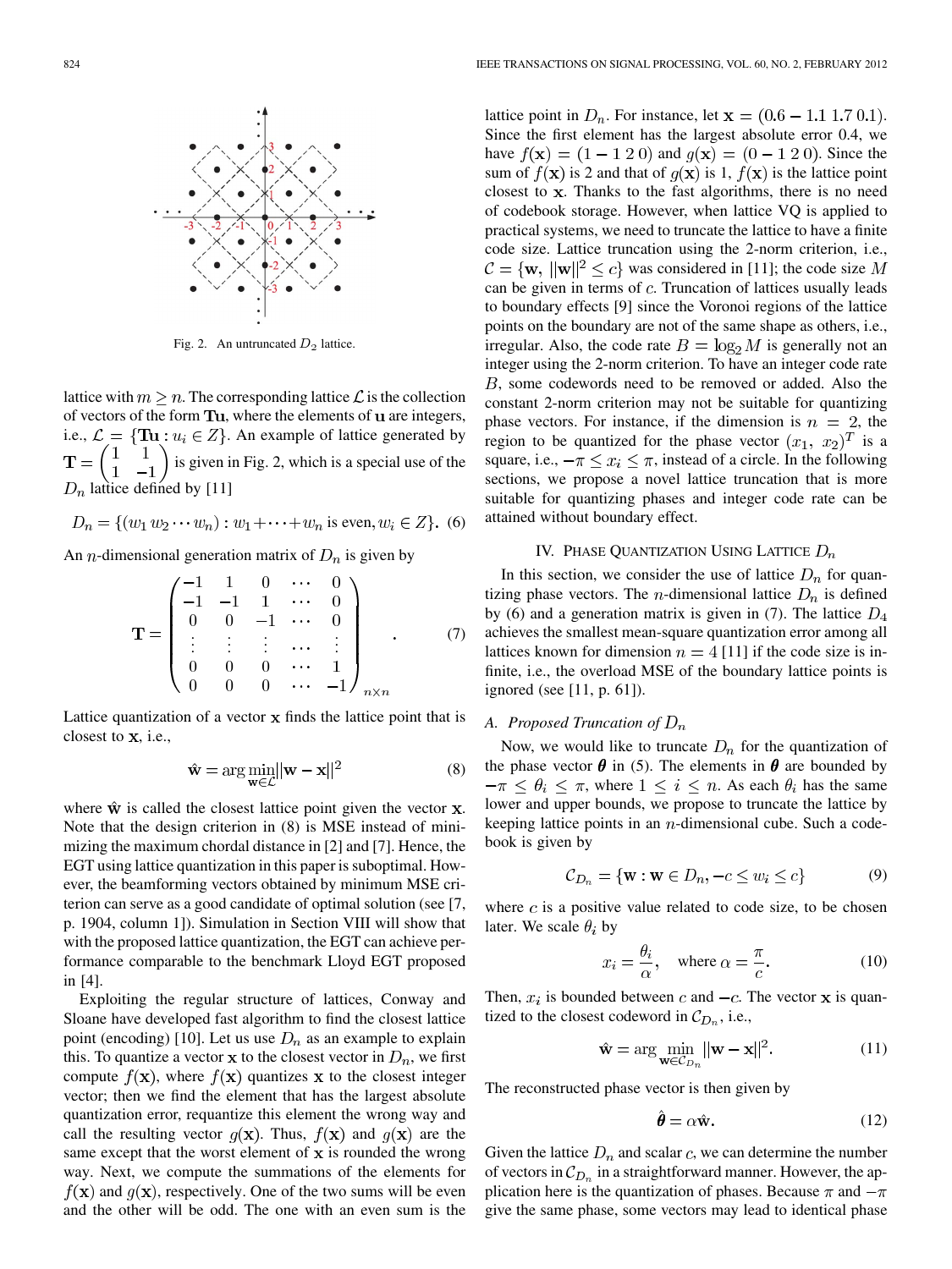Fig. 2. An untruncated $D_2$ lattice.

lattice with $m \geq n$. The corresponding lattice $\mathcal{L}$ is the collection of vectors of the form $\mathbf{Tu}$, where the elements of $\mathbf{u}$ are integers, i.e., $\mathcal{L} = \{\mathbf{Tu} : u_i \in Z\}$. An example of lattice generated by $\mathbf{T} = \begin{pmatrix} 1 & 1 \\ 1 & -1 \end{pmatrix}$ is given in Fig. 2, which is a special use of the $D_n$ lattice defined by [11]

$$D_n = \{(w_1\, w_2 \cdots w_n) : w_1 + \cdots + w_n \text{ is even}, w_i \in Z\}. \quad (6)$$

An $n$-dimensional generation matrix of $D_n$ is given by

$$\mathbf{T} = \begin{pmatrix} -1 & 1 & 0 & \cdots & 0 \\ -1 & -1 & 1 & \cdots & 0 \\ 0 & 0 & -1 & \cdots & 0 \\ \vdots & \vdots & \vdots & \cdots & \vdots \\ 0 & 0 & 0 & \cdots & 1 \\ 0 & 0 & 0 & \cdots & -1 \end{pmatrix}_{n \times n}. \quad (7)$$

Lattice quantization of a vector $\mathbf{x}$ finds the lattice point that is closest to $\mathbf{x}$, i.e.,

$$\hat{\mathbf{w}} = \arg \min_{\mathbf{w} \in \mathcal{L}} \|\mathbf{w} - \mathbf{x}\|^2 \quad (8)$$

where $\hat{\mathbf{w}}$ is called the closest lattice point given the vector $\mathbf{x}$. Note that the design criterion in (8) is MSE instead of minimizing the maximum chordal distance in [2] and [7]. Hence, the EGT using lattice quantization in this paper is suboptimal. However, the beamforming vectors obtained by minimum MSE criterion can serve as a good candidate of optimal solution (see [7, p. 1904, column 1]). Simulation in Section VIII will show that with the proposed lattice quantization, the EGT can achieve performance comparable to the benchmark Lloyd EGT proposed in [4].

Exploiting the regular structure of lattices, Conway and Sloane have developed fast algorithm to find the closest lattice point (encoding) [10]. Let us use $D_n$ as an example to explain this. To quantize a vector $\mathbf{x}$ to the closest vector in $D_n$, we first compute $f(\mathbf{x})$, where $f(\mathbf{x})$ quantizes $\mathbf{x}$ to the closest integer vector; then we find the element that has the largest absolute quantization error, requantize this element the wrong way and call the resulting vector $g(\mathbf{x})$. Thus, $f(\mathbf{x})$ and $g(\mathbf{x})$ are the same except that the worst element of $\mathbf{x}$ is rounded the wrong way. Next, we compute the summations of the elements for $f(\mathbf{x})$ and $g(\mathbf{x})$, respectively. One of the two sums will be even and the other will be odd. The one with an even sum is the lattice point in $D_n$. For instance, let $\mathbf{x} = (0.6 - 1.1\; 1.7\; 0.1)$. Since the first element has the largest absolute error 0.4, we have $f(\mathbf{x}) = (1 - 1\; 2\; 0)$ and $g(\mathbf{x}) = (0 - 1\; 2\; 0)$. Since the sum of $f(\mathbf{x})$ is 2 and that of $g(\mathbf{x})$ is 1, $f(\mathbf{x})$ is the lattice point closest to $\mathbf{x}$. Thanks to the fast algorithms, there is no need of codebook storage. However, when lattice VQ is applied to practical systems, we need to truncate the lattice to have a finite code size. Lattice truncation using the 2-norm criterion, i.e., $\mathcal{C} = \{\mathbf{w}, \|\mathbf{w}\|^2 \leq c\}$ was considered in [11]; the code size $M$ can be given in terms of $c$. Truncation of lattices usually leads to boundary effects [9] since the Voronoi regions of the lattice points on the boundary are not of the same shape as others, i.e., irregular. Also, the code rate $B = \log_2 M$ is generally not an integer using the 2-norm criterion. To have an integer code rate $B$, some codewords need to be removed or added. Also the constant 2-norm criterion may not be suitable for quantizing phase vectors. For instance, if the dimension is $n = 2$, the region to be quantized for the phase vector $(x_1,\; x_2)^T$ is a square, i.e., $-\pi \leq x_i \leq \pi$, instead of a circle. In the following sections, we propose a novel lattice truncation that is more suitable for quantizing phases and integer code rate can be attained without boundary effect.

## IV. Phase Quantization Using Lattice $D_n$

In this section, we consider the use of lattice $D_n$ for quantizing phase vectors. The $n$-dimensional lattice $D_n$ is defined by (6) and a generation matrix is given in (7). The lattice $D_4$ achieves the smallest mean-square quantization error among all lattices known for dimension $n = 4$ [11] if the code size is infinite, i.e., the overload MSE of the boundary lattice points is ignored (see [11, p. 61]).

### A. Proposed Truncation of $D_n$

Now, we would like to truncate $D_n$ for the quantization of the phase vector $\boldsymbol{\theta}$ in (5). The elements in $\boldsymbol{\theta}$ are bounded by $-\pi \leq \theta_i \leq \pi$, where $1 \leq i \leq n$. As each $\theta_i$ has the same lower and upper bounds, we propose to truncate the lattice by keeping lattice points in an $n$-dimensional cube. Such a codebook is given by

$$\mathcal{C}_{D_n} = \{\mathbf{w} : \mathbf{w} \in D_n, -c \leq w_i \leq c\} \quad (9)$$

where $c$ is a positive value related to code size, to be chosen later. We scale $\theta_i$ by

$$x_i = \frac{\theta_i}{\alpha}, \quad \text{where } \alpha = \frac{\pi}{c}. \quad (10)$$

Then, $x_i$ is bounded between $c$ and $-c$. The vector $\mathbf{x}$ is quantized to the closest codeword in $\mathcal{C}_{D_n}$, i.e.,

$$\hat{\mathbf{w}} = \arg \min_{\mathbf{w} \in \mathcal{C}_{D_n}} \|\mathbf{w} - \mathbf{x}\|^2. \quad (11)$$

The reconstructed phase vector is then given by

$$\hat{\boldsymbol{\theta}} = \alpha \hat{\mathbf{w}}. \quad (12)$$

Given the lattice $D_n$ and scalar $c$, we can determine the number of vectors in $\mathcal{C}_{D_n}$ in a straightforward manner. However, the application here is the quantization of phases. Because $\pi$ and $-\pi$ give the same phase, some vectors may lead to identical phase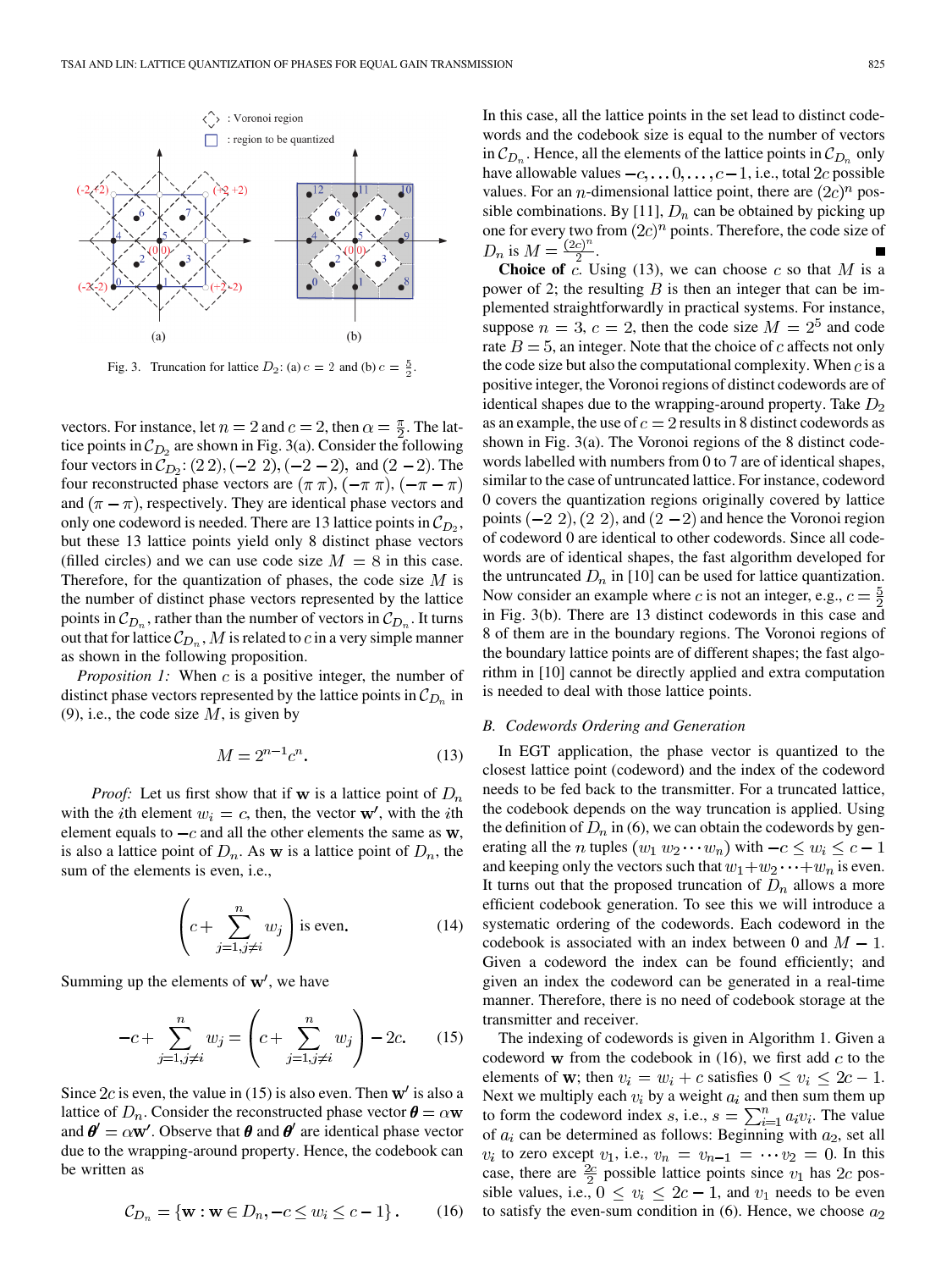Fig. 3. Truncation for lattice $D_2$: (a) $c = 2$ and (b) $c = \frac{5}{2}$.

vectors. For instance, let $n = 2$ and $c = 2$, then $\alpha = \frac{\pi}{2}$. The lattice points in $\mathcal{C}_{D_2}$ are shown in Fig. 3(a). Consider the following four vectors in $\mathcal{C}_{D_2}$: $(2\ 2), (-2\ 2), (-2\ -2)$, and $(2\ -2)$. The four reconstructed phase vectors are $(\pi\ \pi), (-\pi\ \pi), (-\pi\ -\pi)$ and $(\pi\ -\pi)$, respectively. They are identical phase vectors and only one codeword is needed. There are 13 lattice points in $\mathcal{C}_{D_2}$, but these 13 lattice points yield only 8 distinct phase vectors (filled circles) and we can use code size $M = 8$ in this case. Therefore, for the quantization of phases, the code size $M$ is the number of distinct phase vectors represented by the lattice points in $\mathcal{C}_{D_n}$, rather than the number of vectors in $\mathcal{C}_{D_n}$. It turns out that for lattice $\mathcal{C}_{D_n}$, $M$ is related to $c$ in a very simple manner as shown in the following proposition.

*Proposition 1:* When $c$ is a positive integer, the number of distinct phase vectors represented by the lattice points in $\mathcal{C}_{D_n}$ in (9), i.e., the code size $M$, is given by

$$M = 2^{n-1}c^n. \tag{13}$$

*Proof:* Let us first show that if $\mathbf{w}$ is a lattice point of $D_n$ with the $i$th element $w_i = c$, then, the vector $\mathbf{w}'$, with the $i$th element equals to $-c$ and all the other elements the same as $\mathbf{w}$, is also a lattice point of $D_n$. As $\mathbf{w}$ is a lattice point of $D_n$, the sum of the elements is even, i.e.,

$$\left(c + \sum_{j=1, j\neq i}^{n} w_j\right) \text{ is even.} \tag{14}$$

Summing up the elements of $\mathbf{w}'$, we have

$$-c + \sum_{j=1, j\neq i}^{n} w_j = \left(c + \sum_{j=1, j\neq i}^{n} w_j\right) - 2c. \tag{15}$$

Since $2c$ is even, the value in (15) is also even. Then $\mathbf{w}'$ is also a lattice of $D_n$. Consider the reconstructed phase vector $\boldsymbol{\theta} = \alpha\mathbf{w}$ and $\boldsymbol{\theta}' = \alpha\mathbf{w}'$. Observe that $\boldsymbol{\theta}$ and $\boldsymbol{\theta}'$ are identical phase vector due to the wrapping-around property. Hence, the codebook can be written as

$$\mathcal{C}_{D_n} = \{\mathbf{w} : \mathbf{w} \in D_n, -c \leq w_i \leq c - 1\}. \tag{16}$$

In this case, all the lattice points in the set lead to distinct codewords and the codebook size is equal to the number of vectors in $\mathcal{C}_{D_n}$. Hence, all the elements of the lattice points in $\mathcal{C}_{D_n}$ only have allowable values $-c, \ldots 0, \ldots, c-1$, i.e., total $2c$ possible values. For an $n$-dimensional lattice point, there are $(2c)^n$ possible combinations. By [11], $D_n$ can be obtained by picking up one for every two from $(2c)^n$ points. Therefore, the code size of $D_n$ is $M = \frac{(2c)^n}{2}$. ∎

**Choice of** $c$. Using (13), we can choose $c$ so that $M$ is a power of 2; the resulting $B$ is then an integer that can be implemented straightforwardly in practical systems. For instance, suppose $n = 3$, $c = 2$, then the code size $M = 2^5$ and code rate $B = 5$, an integer. Note that the choice of $c$ affects not only the code size but also the computational complexity. When $c$ is a positive integer, the Voronoi regions of distinct codewords are of identical shapes due to the wrapping-around property. Take $D_2$ as an example, the use of $c = 2$ results in 8 distinct codewords as shown in Fig. 3(a). The Voronoi regions of the 8 distinct codewords labelled with numbers from 0 to 7 are of identical shapes, similar to the case of untruncated lattice. For instance, codeword 0 covers the quantization regions originally covered by lattice points $(-2\ 2), (2\ 2)$, and $(2\ -2)$ and hence the Voronoi region of codeword 0 are identical to other codewords. Since all codewords are of identical shapes, the fast algorithm developed for the untruncated $D_n$ in [10] can be used for lattice quantization. Now consider an example where $c$ is not an integer, e.g., $c = \frac{5}{2}$ in Fig. 3(b). There are 13 distinct codewords in this case and 8 of them are in the boundary regions. The Voronoi regions of the boundary lattice points are of different shapes; the fast algorithm in [10] cannot be directly applied and extra computation is needed to deal with those lattice points.

### B. Codewords Ordering and Generation

In EGT application, the phase vector is quantized to the closest lattice point (codeword) and the index of the codeword needs to be fed back to the transmitter. For a truncated lattice, the codebook depends on the way truncation is applied. Using the definition of $D_n$ in (6), we can obtain the codewords by generating all the $n$ tuples $(w_1\ w_2 \cdots w_n)$ with $-c \leq w_i \leq c - 1$ and keeping only the vectors such that $w_1 + w_2 \cdots + w_n$ is even. It turns out that the proposed truncation of $D_n$ allows a more efficient codebook generation. To see this we will introduce a systematic ordering of the codewords. Each codeword in the codebook is associated with an index between 0 and $M - 1$. Given a codeword the index can be found efficiently; and given an index the codeword can be generated in a real-time manner. Therefore, there is no need of codebook storage at the transmitter and receiver.

The indexing of codewords is given in Algorithm 1. Given a codeword $\mathbf{w}$ from the codebook in (16), we first add $c$ to the elements of $\mathbf{w}$; then $v_i = w_i + c$ satisfies $0 \leq v_i \leq 2c - 1$. Next we multiply each $v_i$ by a weight $a_i$ and then sum them up to form the codeword index $s$, i.e., $s = \sum_{i=1}^{n} a_i v_i$. The value of $a_i$ can be determined as follows: Beginning with $a_2$, set all $v_i$ to zero except $v_1$, i.e., $v_n = v_{n-1} = \cdots v_2 = 0$. In this case, there are $\frac{2c}{2}$ possible lattice points since $v_1$ has $2c$ possible values, i.e., $0 \leq v_i \leq 2c - 1$, and $v_1$ needs to be even to satisfy the even-sum condition in (6). Hence, we choose $a_2$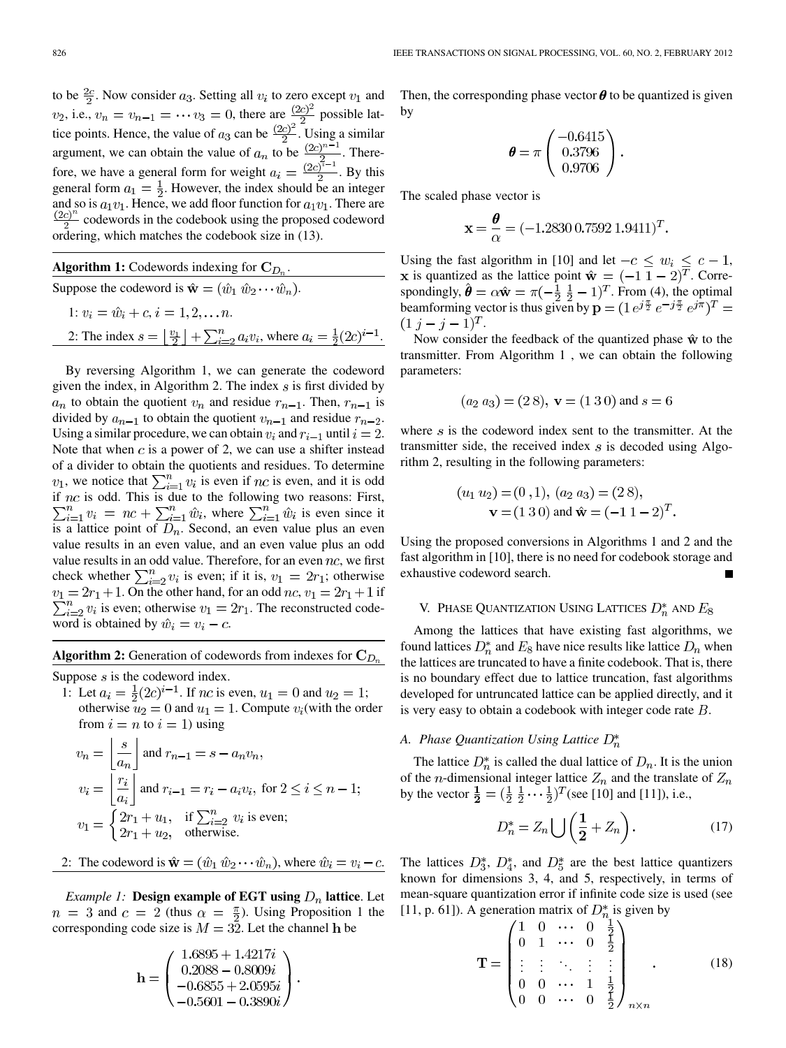to be $\frac{2c}{2}$. Now consider $a_3$. Setting all $v_i$ to zero except $v_1$ and $v_2$, i.e., $v_n = v_{n-1} = \cdots v_3 = 0$, there are $\frac{(2c)^2}{2}$ possible lattice points. Hence, the value of $a_3$ can be $\frac{(2c)^2}{2}$. Using a similar argument, we can obtain the value of $a_n$ to be $\frac{(2c)^{n-1}}{2}$. Therefore, we have a general form for weight $a_i = \frac{(2c)^{i-1}}{2}$. By this general form $a_1 = \frac{1}{2}$. However, the index should be an integer and so is $a_1 v_1$. Hence, we add floor function for $a_1 v_1$. There are $\frac{(2c)^n}{2}$ codewords in the codebook using the proposed codeword ordering, which matches the codebook size in (13).

---

**Algorithm 1:** Codewords indexing for $\mathbf{C}_{D_n}$.

Suppose the codeword is $\hat{\mathbf{w}} = (\hat{w}_1\ \hat{w}_2 \cdots \hat{w}_n)$.

1: $v_i = \hat{w}_i + c,\ i = 1, 2, \ldots n$.

2: The index $s = \left\lfloor \frac{v_1}{2} \right\rfloor + \sum_{i=2}^{n} a_i v_i$, where $a_i = \frac{1}{2}(2c)^{i-1}$.

---

By reversing Algorithm 1, we can generate the codeword given the index, in Algorithm 2. The index $s$ is first divided by $a_n$ to obtain the quotient $v_n$ and residue $r_{n-1}$. Then, $r_{n-1}$ is divided by $a_{n-1}$ to obtain the quotient $v_{n-1}$ and residue $r_{n-2}$. Using a similar procedure, we can obtain $v_i$ and $r_{i-1}$ until $i = 2$. Note that when $c$ is a power of 2, we can use a shifter instead of a divider to obtain the quotients and residues. To determine $v_1$, we notice that $\sum_{i=1}^{n} v_i$ is even if $nc$ is even, and it is odd if $nc$ is odd. This is due to the following two reasons: First, $\sum_{i=1}^{n} v_i = nc + \sum_{i=1}^{n} \hat{w}_i$, where $\sum_{i=1}^{n} \hat{w}_i$ is even since it is a lattice point of $D_n$. Second, an even value plus an even value results in an even value, and an even value plus an odd value results in an odd value. Therefore, for an even $nc$, we first check whether $\sum_{i=2}^{n} v_i$ is even; if it is, $v_1 = 2r_1$; otherwise $v_1 = 2r_1 + 1$. On the other hand, for an odd $nc$, $v_1 = 2r_1 + 1$ if $\sum_{i=2}^{n} v_i$ is even; otherwise $v_1 = 2r_1$. The reconstructed codeword is obtained by $\hat{w}_i = v_i - c$.

---

**Algorithm 2:** Generation of codewords from indexes for $\mathbf{C}_{D_n}$

Suppose $s$ is the codeword index.

1: Let $a_i = \frac{1}{2}(2c)^{i-1}$. If $nc$ is even, $u_1 = 0$ and $u_2 = 1$; otherwise $u_2 = 0$ and $u_1 = 1$. Compute $v_i$(with the order from $i = n$ to $i = 1$) using

$$v_n = \left\lfloor \frac{s}{a_n} \right\rfloor \text{ and } r_{n-1} = s - a_n v_n,$$

$$v_i = \left\lfloor \frac{r_i}{a_i} \right\rfloor \text{ and } r_{i-1} = r_i - a_i v_i, \text{ for } 2 \le i \le n-1;$$

$$v_1 = \begin{cases} 2r_1 + u_1, & \text{if } \sum_{i=2}^{n} v_i \text{ is even;} \\ 2r_1 + u_2, & \text{otherwise.} \end{cases}$$

2: The codeword is $\hat{\mathbf{w}} = (\hat{w}_1\ \hat{w}_2 \cdots \hat{w}_n)$, where $\hat{w}_i = v_i - c$.

---

*Example 1:* **Design example of EGT using $D_n$ lattice**. Let $n = 3$ and $c = 2$ (thus $\alpha = \frac{\pi}{2}$). Using Proposition 1 the corresponding code size is $M = 32$. Let the channel $\mathbf{h}$ be

$$\mathbf{h} = \begin{pmatrix} 1.6895 + 1.4217i \\ 0.2088 - 0.8009i \\ -0.6855 + 2.0595i \\ -0.5601 - 0.3890i \end{pmatrix}.$$

Then, the corresponding phase vector $\boldsymbol{\theta}$ to be quantized is given by

$$\boldsymbol{\theta} = \pi \begin{pmatrix} -0.6415 \\ 0.3796 \\ 0.9706 \end{pmatrix}.$$

The scaled phase vector is

$$\mathbf{x} = \frac{\boldsymbol{\theta}}{\alpha} = (-1.2830\ 0.7592\ 1.9411)^T.$$

Using the fast algorithm in [10] and let $-c \le w_i \le c - 1$, $\mathbf{x}$ is quantized as the lattice point $\hat{\mathbf{w}} = (-1\ 1\ -2)^T$. Correspondingly, $\hat{\boldsymbol{\theta}} = \alpha \hat{\mathbf{w}} = \pi(-\frac{1}{2}\ \frac{1}{2} - 1)^T$. From (4), the optimal beamforming vector is thus given by $\mathbf{p} = (1\ e^{j\frac{\pi}{2}}\ e^{-j\frac{\pi}{2}}\ e^{j\pi})^T = (1\ j - j - 1)^T$.

Now consider the feedback of the quantized phase $\hat{\mathbf{w}}$ to the transmitter. From Algorithm 1 , we can obtain the following parameters:

$$(a_2\ a_3) = (2\ 8),\ \mathbf{v} = (1\ 3\ 0) \text{ and } s = 6$$

where $s$ is the codeword index sent to the transmitter. At the transmitter side, the received index $s$ is decoded using Algorithm 2, resulting in the following parameters:

$$(u_1\ u_2) = (0\ ,1),\ (a_2\ a_3) = (2\ 8),$$
$$\mathbf{v} = (1\ 3\ 0) \text{ and } \hat{\mathbf{w}} = (-1\ 1\ -2)^T.$$

Using the proposed conversions in Algorithms 1 and 2 and the fast algorithm in [10], there is no need for codebook storage and exhaustive codeword search. ■

## V. Phase Quantization Using Lattices $D_n^*$ and $E_8$

Among the lattices that have existing fast algorithms, we found lattices $D_n^*$ and $E_8$ have nice results like lattice $D_n$ when the lattices are truncated to have a finite codebook. That is, there is no boundary effect due to lattice truncation, fast algorithms developed for untruncated lattice can be applied directly, and it is very easy to obtain a codebook with integer code rate $B$.

### A. Phase Quantization Using Lattice $D_n^*$

The lattice $D_n^*$ is called the dual lattice of $D_n$. It is the union of the $n$-dimensional integer lattice $Z_n$ and the translate of $Z_n$ by the vector $\mathbf{\frac{1}{2}} = (\frac{1}{2}\ \frac{1}{2} \cdots \frac{1}{2})^T$(see [10] and [11]), i.e.,

$$D_n^* = Z_n \bigcup \left( \mathbf{\frac{1}{2}} + Z_n \right). \tag{17}$$

The lattices $D_3^*$, $D_4^*$, and $D_5^*$ are the best lattice quantizers known for dimensions 3, 4, and 5, respectively, in terms of mean-square quantization error if infinite code size is used (see [11, p. 61]). A generation matrix of $D_n^*$ is given by

$$\mathbf{T} = \begin{pmatrix} 1 & 0 & \cdots & 0 & \frac{1}{2} \\ 0 & 1 & \cdots & 0 & \frac{1}{2} \\ \vdots & \vdots & \ddots & \vdots & \vdots \\ 0 & 0 & \cdots & 1 & \frac{1}{2} \\ 0 & 0 & \cdots & 0 & \frac{1}{2} \end{pmatrix}_{n \times n}. \tag{18}$$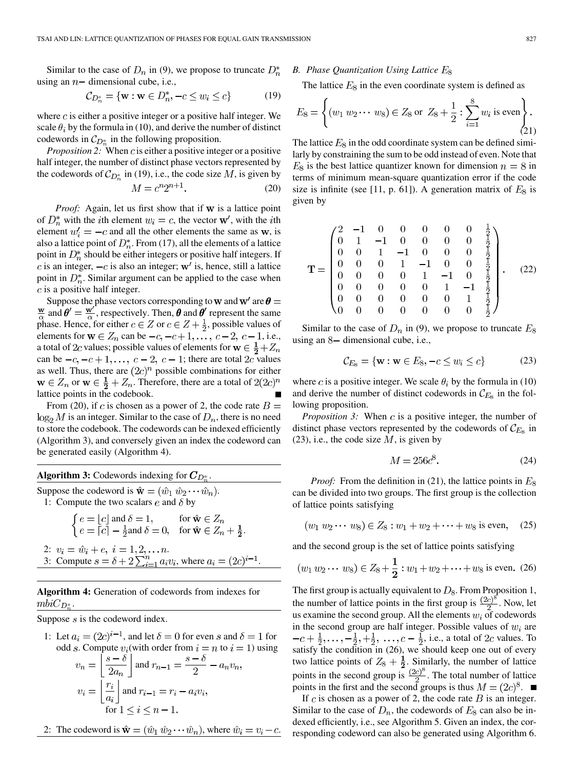Similar to the case of $D_n$ in (9), we propose to truncate $D_n^*$ using an $n-$ dimensional cube, i.e.,

$$\mathcal{C}_{D_n^*} = \{\mathbf{w} : \mathbf{w} \in D_n^*, -c \leq w_i \leq c\} \tag{19}$$

where $c$ is either a positive integer or a positive half integer. We scale $\theta_i$ by the formula in (10), and derive the number of distinct codewords in $\mathcal{C}_{D_n^*}$ in the following proposition.

*Proposition 2:* When $c$ is either a positive integer or a positive half integer, the number of distinct phase vectors represented by the codewords of $\mathcal{C}_{D_n^*}$ in (19), i.e., the code size $M$, is given by

$$M = c^n 2^{n+1}. \tag{20}$$

*Proof:* Again, let us first show that if $\mathbf{w}$ is a lattice point of $D_n^*$ with the $i$th element $w_i = c$, the vector $\mathbf{w}'$, with the $i$th element $w_i' = -c$ and all the other elements the same as $\mathbf{w}$, is also a lattice point of $D_n^*$. From (17), all the elements of a lattice point in $D_n^*$ should be either integers or positive half integers. If $c$ is an integer, $-c$ is also an integer; $\mathbf{w}'$ is, hence, still a lattice point in $D_n^*$. Similar argument can be applied to the case when $c$ is a positive half integer.

Suppose the phase vectors corresponding to $\mathbf{w}$ and $\mathbf{w}'$ are $\boldsymbol{\theta} = \frac{\mathbf{w}}{\alpha}$ and $\boldsymbol{\theta}' = \frac{\mathbf{w}'}{\alpha}$, respectively. Then, $\boldsymbol{\theta}$ and $\boldsymbol{\theta}'$ represent the same phase. Hence, for either $c \in Z$ or $c \in Z + \frac{1}{2}$, possible values of elements for $\mathbf{w} \in Z_n$ can be $-c, -c+1, \ldots, c-2, c-1$, i.e., a total of $2c$ values; possible values of elements for $\mathbf{w} \in \frac{1}{2} + Z_n$ can be $-c, -c+1, \ldots, c-2, c-1$; there are total $2c$ values as well. Thus, there are $(2c)^n$ possible combinations for either $\mathbf{w} \in Z_n$ or $\mathbf{w} \in \frac{1}{2} + Z_n$. Therefore, there are a total of $2(2c)^n$ lattice points in the codebook. ∎

From (20), if $c$ is chosen as a power of 2, the code rate $B = \log_2 M$ is an integer. Similar to the case of $D_n$, there is no need to store the codebook. The codewords can be indexed efficiently (Algorithm 3), and conversely given an index the codeword can be generated easily (Algorithm 4).

---

**Algorithm 3:** Codewords indexing for $\boldsymbol{C}_{D_n^*}$.

---

Suppose the codeword is $\hat{\mathbf{w}} = (\hat{w}_1\ \hat{w}_2 \cdots \hat{w}_n)$.

1: Compute the two scalars $e$ and $\delta$ by

$$\begin{cases} e = \lfloor c \rfloor \text{ and } \delta = 1, & \text{for } \hat{\mathbf{w}} \in Z_n \\ e = \lceil c \rceil - \frac{1}{2} \text{and } \delta = 0, & \text{for } \hat{\mathbf{w}} \in Z_n + \frac{1}{2}. \end{cases}$$

2: $v_i = \hat{w}_i + e,\ i = 1, 2, \ldots n$.

3: Compute $s = \delta + 2\sum_{i=1}^{n} a_i v_i$, where $a_i = (2c)^{i-1}$.

---

**Algorithm 4:** Generation of codewords from indexes for $mbiC_{D_n^*}$.

---

Suppose $s$ is the codeword index.

1: Let $a_i = (2c)^{i-1}$, and let $\delta = 0$ for even $s$ and $\delta = 1$ for odd $s$. Compute $v_i$(with order from $i = n$ to $i = 1$) using

$$v_n = \left\lfloor \frac{s - \delta}{2a_n} \right\rfloor \text{ and } r_{n-1} = \frac{s - \delta}{2} - a_n v_n,$$

$$v_i = \left\lfloor \frac{r_i}{a_i} \right\rfloor \text{ and } r_{i-1} = r_i - a_i v_i,$$

$$\text{for } 1 \leq i \leq n-1.$$

2: The codeword is $\hat{\mathbf{w}} = (\hat{w}_1\ \hat{w}_2 \cdots \hat{w}_n)$, where $\hat{w}_i = v_i - c$.

---

### B. Phase Quantization Using Lattice $E_8$

The lattice $E_8$ in the even coordinate system is defined as

$$E_8 = \left\{ (w_1\ w_2 \cdots\ w_8) \in Z_8 \text{ or } Z_8 + \frac{1}{2} : \sum_{i=1}^{8} w_i \text{ is even} \right\}. \tag{21}$$

The lattice $E_8$ in the odd coordinate system can be defined similarly by constraining the sum to be odd instead of even. Note that $E_8$ is the best lattice quantizer known for dimension $n = 8$ in terms of minimum mean-square quantization error if the code size is infinite (see [11, p. 61]). A generation matrix of $E_8$ is given by

$$\mathbf{T} = \begin{pmatrix} 2 & -1 & 0 & 0 & 0 & 0 & 0 & \frac{1}{2} \\ 0 & 1 & -1 & 0 & 0 & 0 & 0 & \frac{1}{2} \\ 0 & 0 & 1 & -1 & 0 & 0 & 0 & \frac{1}{2} \\ 0 & 0 & 0 & 1 & -1 & 0 & 0 & \frac{1}{2} \\ 0 & 0 & 0 & 0 & 1 & -1 & 0 & \frac{1}{2} \\ 0 & 0 & 0 & 0 & 0 & 1 & -1 & \frac{1}{2} \\ 0 & 0 & 0 & 0 & 0 & 0 & 1 & \frac{1}{2} \\ 0 & 0 & 0 & 0 & 0 & 0 & 0 & \frac{1}{2} \end{pmatrix}. \tag{22}$$

Similar to the case of $D_n$ in (9), we propose to truncate $E_8$ using an $8-$ dimensional cube, i.e.,

$$\mathcal{C}_{E_8} = \{\mathbf{w} : \mathbf{w} \in E_8, -c \leq w_i \leq c\} \tag{23}$$

where $c$ is a positive integer. We scale $\theta_i$ by the formula in (10) and derive the number of distinct codewords in $\mathcal{C}_{E_8}$ in the following proposition.

*Proposition 3:* When $c$ is a positive integer, the number of distinct phase vectors represented by the codewords of $\mathcal{C}_{E_8}$ in (23), i.e., the code size $M$, is given by

$$M = 256c^8. \tag{24}$$

*Proof:* From the definition in (21), the lattice points in $E_8$ can be divided into two groups. The first group is the collection of lattice points satisfying

$$(w_1\ w_2 \cdots\ w_8) \in Z_8 : w_1 + w_2 + \cdots + w_8 \text{ is even}, \tag{25}$$

and the second group is the set of lattice points satisfying

$$(w_1\ w_2 \cdots\ w_8) \in Z_8 + \frac{1}{2} : w_1 + w_2 + \cdots + w_8 \text{ is even}. \tag{26}$$

The first group is actually equivalent to $D_8$. From Proposition 1, the number of lattice points in the first group is $\frac{(2c)^8}{2}$. Now, let us examine the second group. All the elements $w_i$ of codewords in the second group are half integer. Possible values of $w_i$ are $-c + \frac{1}{2}, \ldots, -\frac{1}{2}, +\frac{1}{2}, \ldots, c - \frac{1}{2}$, i.e., a total of $2c$ values. To satisfy the condition in (26), we should keep one out of every two lattice points of $Z_8 + \frac{1}{2}$. Similarly, the number of lattice points in the second group is $\frac{(2c)^8}{2}$. The total number of lattice points in the first and the second groups is thus $M = (2c)^8$. ∎

If $c$ is chosen as a power of 2, the code rate $B$ is an integer. Similar to the case of $D_n$, the codewords of $E_8$ can also be indexed efficiently, i.e., see Algorithm 5. Given an index, the corresponding codeword can also be generated using Algorithm 6.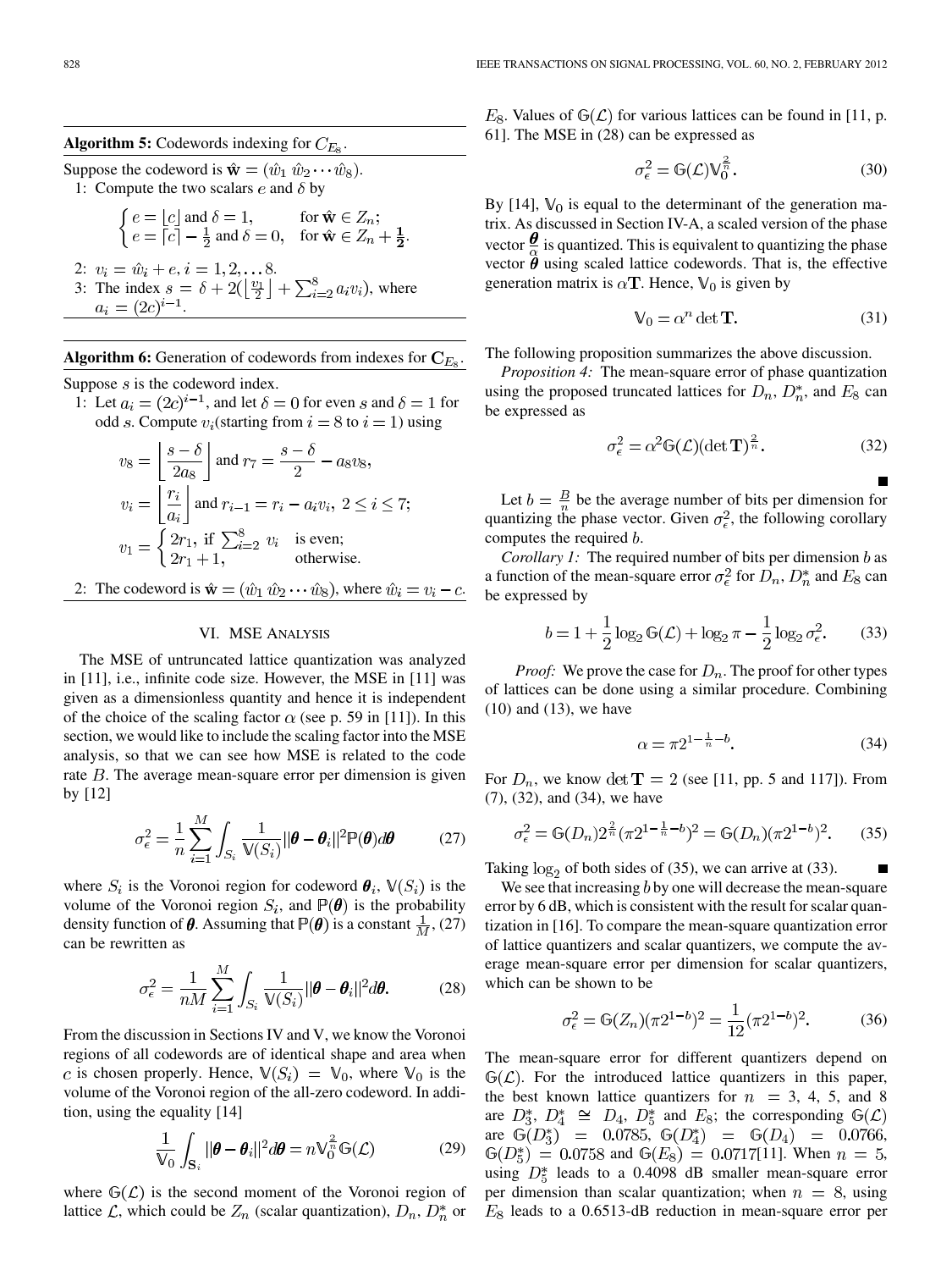**Algorithm 5:** Codewords indexing for $C_{E_8}$.

Suppose the codeword is $\hat{\mathbf{w}} = (\hat{w}_1\ \hat{w}_2 \cdots \hat{w}_8)$.

1: Compute the two scalars $e$ and $\delta$ by

$$\begin{cases} e = \lfloor c \rfloor \text{ and } \delta = 1, & \text{for } \hat{\mathbf{w}} \in Z_n; \\ e = \lceil c \rceil - \frac{1}{2} \text{ and } \delta = 0, & \text{for } \hat{\mathbf{w}} \in Z_n + \frac{\mathbf{1}}{\mathbf{2}}. \end{cases}$$

2: $v_i = \hat{w}_i + e, i = 1, 2, \ldots 8.$

3: The index $s = \delta + 2(\lfloor \frac{v_1}{2} \rfloor + \sum_{i=2}^{8} a_i v_i)$, where $a_i = (2c)^{i-1}$.

**Algorithm 6:** Generation of codewords from indexes for $\mathbf{C}_{E_8}$.

Suppose $s$ is the codeword index.

1: Let $a_i = (2c)^{i-1}$, and let $\delta = 0$ for even $s$ and $\delta = 1$ for odd $s$. Compute $v_i$(starting from $i = 8$ to $i = 1$) using

$$v_8 = \left\lfloor \frac{s - \delta}{2a_8} \right\rfloor \text{ and } r_7 = \frac{s - \delta}{2} - a_8 v_8,$$

$$v_i = \left\lfloor \frac{r_i}{a_i} \right\rfloor \text{ and } r_{i-1} = r_i - a_i v_i,\ 2 \le i \le 7;$$

$$v_1 = \begin{cases} 2r_1, \text{ if } \sum_{i=2}^{8} v_i & \text{is even;} \\ 2r_1 + 1, & \text{otherwise.} \end{cases}$$

2: The codeword is $\hat{\mathbf{w}} = (\hat{w}_1\ \hat{w}_2 \cdots \hat{w}_8)$, where $\hat{w}_i = v_i - c$.

## VI. MSE Analysis

The MSE of untruncated lattice quantization was analyzed in [11], i.e., infinite code size. However, the MSE in [11] was given as a dimensionless quantity and hence it is independent of the choice of the scaling factor $\alpha$ (see p. 59 in [11]). In this section, we would like to include the scaling factor into the MSE analysis, so that we can see how MSE is related to the code rate $B$. The average mean-square error per dimension is given by [12]

$$\sigma_\epsilon^2 = \frac{1}{n} \sum_{i=1}^{M} \int_{S_i} \frac{1}{\mathbb{V}(S_i)} \|\boldsymbol{\theta} - \boldsymbol{\theta}_i\|^2 \mathbb{P}(\boldsymbol{\theta}) d\boldsymbol{\theta} \tag{27}$$

where $S_i$ is the Voronoi region for codeword $\boldsymbol{\theta}_i$, $\mathbb{V}(S_i)$ is the volume of the Voronoi region $S_i$, and $\mathbb{P}(\boldsymbol{\theta})$ is the probability density function of $\boldsymbol{\theta}$. Assuming that $\mathbb{P}(\boldsymbol{\theta})$ is a constant $\frac{1}{M}$, (27) can be rewritten as

$$\sigma_\epsilon^2 = \frac{1}{nM} \sum_{i=1}^{M} \int_{S_i} \frac{1}{\mathbb{V}(S_i)} \|\boldsymbol{\theta} - \boldsymbol{\theta}_i\|^2 d\boldsymbol{\theta}. \tag{28}$$

From the discussion in Sections IV and V, we know the Voronoi regions of all codewords are of identical shape and area when $c$ is chosen properly. Hence, $\mathbb{V}(S_i) = \mathbb{V}_0$, where $\mathbb{V}_0$ is the volume of the Voronoi region of the all-zero codeword. In addition, using the equality [14]

$$\frac{1}{\mathbb{V}_0} \int_{\mathbf{S}_i} \|\boldsymbol{\theta} - \boldsymbol{\theta}_i\|^2 d\boldsymbol{\theta} = n \mathbb{V}_0^{\frac{2}{n}} \mathbb{G}(\mathcal{L}) \tag{29}$$

where $\mathbb{G}(\mathcal{L})$ is the second moment of the Voronoi region of lattice $\mathcal{L}$, which could be $Z_n$ (scalar quantization), $D_n$, $D_n^*$ or $E_8$. Values of $\mathbb{G}(\mathcal{L})$ for various lattices can be found in [11, p. 61]. The MSE in (28) can be expressed as

$$\sigma_\epsilon^2 = \mathbb{G}(\mathcal{L}) \mathbb{V}_0^{\frac{2}{n}}. \tag{30}$$

By [14], $\mathbb{V}_0$ is equal to the determinant of the generation matrix. As discussed in Section IV-A, a scaled version of the phase vector $\frac{\boldsymbol{\theta}}{\alpha}$ is quantized. This is equivalent to quantizing the phase vector $\boldsymbol{\theta}$ using scaled lattice codewords. That is, the effective generation matrix is $\alpha \mathbf{T}$. Hence, $\mathbb{V}_0$ is given by

$$\mathbb{V}_0 = \alpha^n \det \mathbf{T}. \tag{31}$$

The following proposition summarizes the above discussion.

*Proposition 4:* The mean-square error of phase quantization using the proposed truncated lattices for $D_n$, $D_n^*$, and $E_8$ can be expressed as

$$\sigma_\epsilon^2 = \alpha^2 \mathbb{G}(\mathcal{L}) (\det \mathbf{T})^{\frac{2}{n}}. \tag{32}$$

∎

Let $b = \frac{B}{n}$ be the average number of bits per dimension for quantizing the phase vector. Given $\sigma_\epsilon^2$, the following corollary computes the required $b$.

*Corollary 1:* The required number of bits per dimension $b$ as a function of the mean-square error $\sigma_\epsilon^2$ for $D_n$, $D_n^*$ and $E_8$ can be expressed by

$$b = 1 + \frac{1}{2} \log_2 \mathbb{G}(\mathcal{L}) + \log_2 \pi - \frac{1}{2} \log_2 \sigma_\epsilon^2. \tag{33}$$

*Proof:* We prove the case for $D_n$. The proof for other types of lattices can be done using a similar procedure. Combining (10) and (13), we have

$$\alpha = \pi 2^{1 - \frac{1}{n} - b}. \tag{34}$$

For $D_n$, we know $\det \mathbf{T} = 2$ (see [11, pp. 5 and 117]). From (7), (32), and (34), we have

$$\sigma_\epsilon^2 = \mathbb{G}(D_n) 2^{\frac{2}{n}} (\pi 2^{1 - \frac{1}{n} - b})^2 = \mathbb{G}(D_n) (\pi 2^{1-b})^2. \tag{35}$$

Taking $\log_2$ of both sides of (35), we can arrive at (33). ∎

We see that increasing $b$ by one will decrease the mean-square error by 6 dB, which is consistent with the result for scalar quantization in [16]. To compare the mean-square quantization error of lattice quantizers and scalar quantizers, we compute the average mean-square error per dimension for scalar quantizers, which can be shown to be

$$\sigma_\epsilon^2 = \mathbb{G}(Z_n)(\pi 2^{1-b})^2 = \frac{1}{12} (\pi 2^{1-b})^2. \tag{36}$$

The mean-square error for different quantizers depend on $\mathbb{G}(\mathcal{L})$. For the introduced lattice quantizers in this paper, the best known lattice quantizers for $n = 3$, 4, 5, and 8 are $D_3^*$, $D_4^* \cong D_4$, $D_5^*$ and $E_8$; the corresponding $\mathbb{G}(\mathcal{L})$ are $\mathbb{G}(D_3^*) = 0.0785$, $\mathbb{G}(D_4^*) = \mathbb{G}(D_4) = 0.0766$, $\mathbb{G}(D_5^*) = 0.0758$ and $\mathbb{G}(E_8) = 0.0717$[11]. When $n = 5$, using $D_5^*$ leads to a 0.4098 dB smaller mean-square error per dimension than scalar quantization; when $n = 8$, using $E_8$ leads to a 0.6513-dB reduction in mean-square error per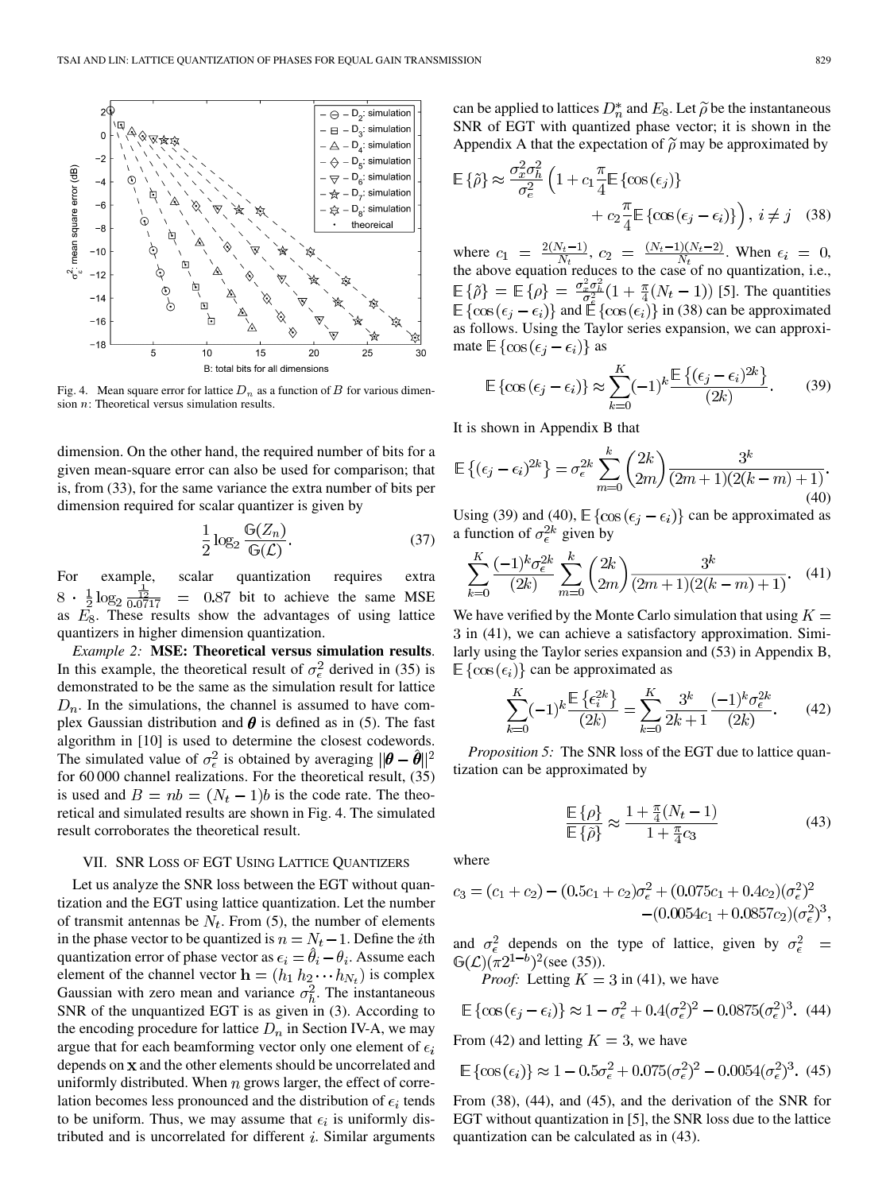Fig. 4. Mean square error for lattice $D_n$ as a function of $B$ for various dimension $n$: Theoretical versus simulation results.

dimension. On the other hand, the required number of bits for a given mean-square error can also be used for comparison; that is, from (33), for the same variance the extra number of bits per dimension required for scalar quantizer is given by

$$\frac{1}{2}\log_2 \frac{\mathbb{G}(Z_n)}{\mathbb{G}(\mathcal{L})}. \tag{37}$$

For example, scalar quantization requires extra $8 \cdot \frac{1}{2}\log_2 \frac{\frac{1}{12}}{0.0717} = 0.87$ bit to achieve the same MSE as $E_8$. These results show the advantages of using lattice quantizers in higher dimension quantization.

*Example 2:* **MSE: Theoretical versus simulation results**. In this example, the theoretical result of $\sigma_\epsilon^2$ derived in (35) is demonstrated to be the same as the simulation result for lattice $D_n$. In the simulations, the channel is assumed to have complex Gaussian distribution and $\boldsymbol{\theta}$ is defined as in (5). The fast algorithm in [10] is used to determine the closest codewords. The simulated value of $\sigma_\epsilon^2$ is obtained by averaging $\|\boldsymbol{\theta} - \hat{\boldsymbol{\theta}}\|^2$ for 60 000 channel realizations. For the theoretical result, (35) is used and $B = nb = (N_t - 1)b$ is the code rate. The theoretical and simulated results are shown in Fig. 4. The simulated result corroborates the theoretical result.

## VII. SNR Loss of EGT Using Lattice Quantizers

Let us analyze the SNR loss between the EGT without quantization and the EGT using lattice quantization. Let the number of transmit antennas be $N_t$. From (5), the number of elements in the phase vector to be quantized is $n = N_t - 1$. Define the $i$th quantization error of phase vector as $\epsilon_i = \hat{\theta}_i - \theta_i$. Assume each element of the channel vector $\mathbf{h} = (h_1\, h_2 \cdots h_{N_t})$ is complex Gaussian with zero mean and variance $\sigma_h^2$. The instantaneous SNR of the unquantized EGT is as given in (3). According to the encoding procedure for lattice $D_n$ in Section IV-A, we may argue that for each beamforming vector only one element of $\epsilon_i$ depends on $\mathbf{x}$ and the other elements should be uncorrelated and uniformly distributed. When $n$ grows larger, the effect of correlation becomes less pronounced and the distribution of $\epsilon_i$ tends to be uniform. Thus, we may assume that $\epsilon_i$ is uniformly distributed and is uncorrelated for different $i$. Similar arguments can be applied to lattices $D_n^*$ and $E_8$. Let $\tilde{\rho}$ be the instantaneous SNR of EGT with quantized phase vector; it is shown in the Appendix A that the expectation of $\tilde{\rho}$ may be approximated by

$$\mathbb{E}\{\tilde{\rho}\} \approx \frac{\sigma_x^2\sigma_h^2}{\sigma_\epsilon^2}\Big(1 + c_1\frac{\pi}{4}\mathbb{E}\{\cos(\epsilon_j)\} + c_2\frac{\pi}{4}\mathbb{E}\{\cos(\epsilon_j - \epsilon_i)\}\Big),\ i \neq j \tag{38}$$

where $c_1 = \frac{2(N_t-1)}{N_t}$, $c_2 = \frac{(N_t-1)(N_t-2)}{N_t}$. When $\epsilon_i = 0$, the above equation reduces to the case of no quantization, i.e., $\mathbb{E}\{\tilde{\rho}\} = \mathbb{E}\{\rho\} = \frac{\sigma_x^2\sigma_h^2}{\sigma_\epsilon^2}(1 + \frac{\pi}{4}(N_t - 1))$ [5]. The quantities $\mathbb{E}\{\cos(\epsilon_j - \epsilon_i)\}$ and $\mathbb{E}\{\cos(\epsilon_i)\}$ in (38) can be approximated as follows. Using the Taylor series expansion, we can approximate $\mathbb{E}\{\cos(\epsilon_j - \epsilon_i)\}$ as

$$\mathbb{E}\{\cos(\epsilon_j - \epsilon_i)\} \approx \sum_{k=0}^{K}(-1)^k\frac{\mathbb{E}\{(\epsilon_j - \epsilon_i)^{2k}\}}{(2k)}. \tag{39}$$

It is shown in Appendix B that

$$\mathbb{E}\{(\epsilon_j - \epsilon_i)^{2k}\} = \sigma_\epsilon^{2k}\sum_{m=0}^{k}\binom{2k}{2m}\frac{3^k}{(2m+1)(2(k-m)+1)}. \tag{40}$$

Using (39) and (40), $\mathbb{E}\{\cos(\epsilon_j - \epsilon_i)\}$ can be approximated as a function of $\sigma_\epsilon^{2k}$ given by

$$\sum_{k=0}^{K}\frac{(-1)^k\sigma_\epsilon^{2k}}{(2k)}\sum_{m=0}^{k}\binom{2k}{2m}\frac{3^k}{(2m+1)(2(k-m)+1)}. \tag{41}$$

We have verified by the Monte Carlo simulation that using $K = 3$ in (41), we can achieve a satisfactory approximation. Similarly using the Taylor series expansion and (53) in Appendix B, $\mathbb{E}\{\cos(\epsilon_i)\}$ can be approximated as

$$\sum_{k=0}^{K}(-1)^k\frac{\mathbb{E}\{\epsilon_i^{2k}\}}{(2k)} = \sum_{k=0}^{K}\frac{3^k}{2k+1}\frac{(-1)^k\sigma_\epsilon^{2k}}{(2k)}. \tag{42}$$

*Proposition 5:* The SNR loss of the EGT due to lattice quantization can be approximated by

$$\frac{\mathbb{E}\{\rho\}}{\mathbb{E}\{\tilde{\rho}\}} \approx \frac{1 + \frac{\pi}{4}(N_t - 1)}{1 + \frac{\pi}{4}c_3} \tag{43}$$

where

$$c_3 = (c_1 + c_2) - (0.5c_1 + c_2)\sigma_\epsilon^2 + (0.075c_1 + 0.4c_2)(\sigma_\epsilon^2)^2 - (0.0054c_1 + 0.0857c_2)(\sigma_\epsilon^2)^3,$$

and $\sigma_\epsilon^2$ depends on the type of lattice, given by $\sigma_\epsilon^2 = \mathbb{G}(\mathcal{L})(\pi 2^{1-b})^2$(see (35)).

*Proof:* Letting $K = 3$ in (41), we have

$$\mathbb{E}\{\cos(\epsilon_j - \epsilon_i)\} \approx 1 - \sigma_\epsilon^2 + 0.4(\sigma_\epsilon^2)^2 - 0.0875(\sigma_\epsilon^2)^3. \tag{44}$$

From (42) and letting $K = 3$, we have

$$\mathbb{E}\{\cos(\epsilon_i)\} \approx 1 - 0.5\sigma_\epsilon^2 + 0.075(\sigma_\epsilon^2)^2 - 0.0054(\sigma_\epsilon^2)^3. \tag{45}$$

From (38), (44), and (45), and the derivation of the SNR for EGT without quantization in [5], the SNR loss due to the lattice quantization can be calculated as in (43).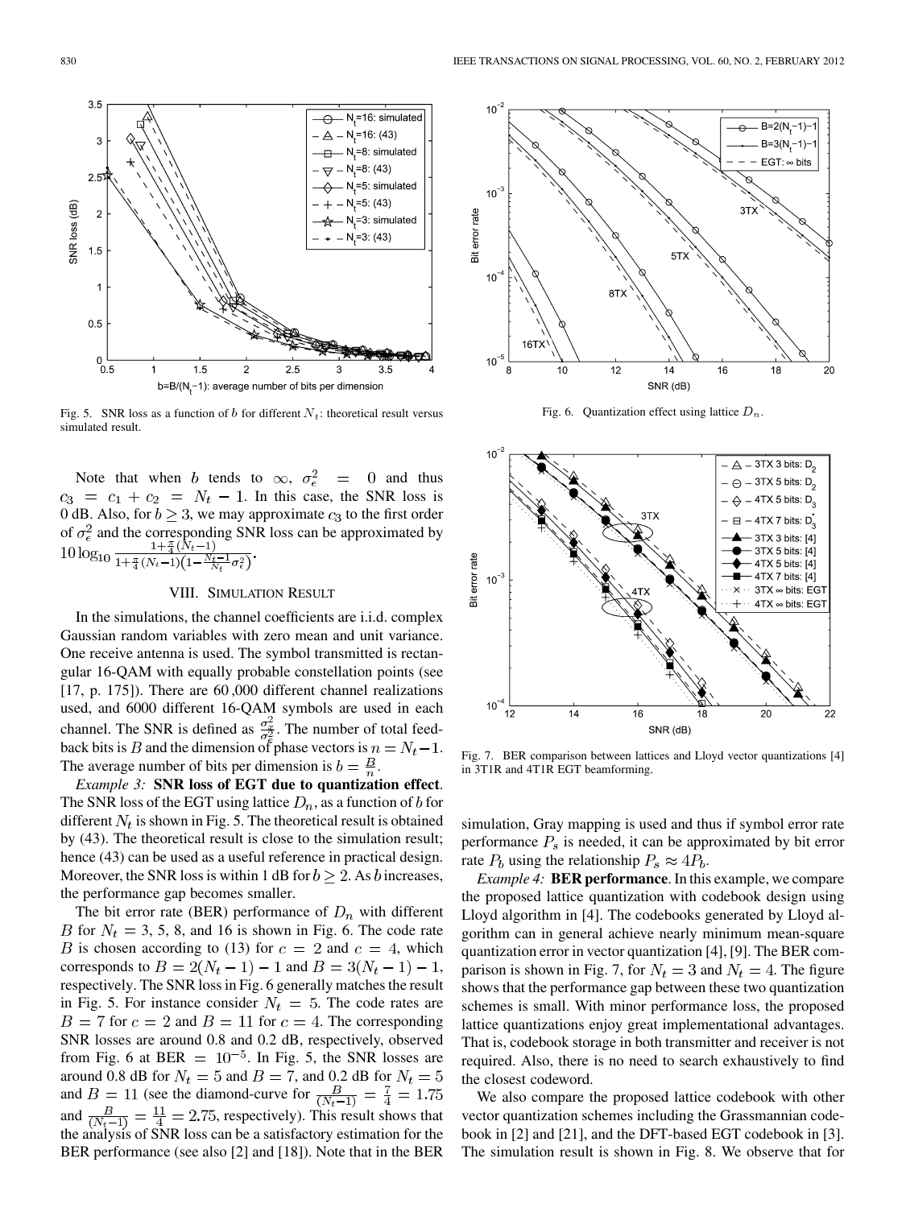Fig. 5. SNR loss as a function of $b$ for different $N_t$: theoretical result versus simulated result.

Fig. 6. Quantization effect using lattice $D_n$.

Fig. 7. BER comparison between lattices and Lloyd vector quantizations [4] in 3T1R and 4T1R EGT beamforming.

Note that when $b$ tends to $\infty$, $\sigma_\epsilon^2 = 0$ and thus $c_3 = c_1 + c_2 = N_t - 1$. In this case, the SNR loss is 0 dB. Also, for $b \geq 3$, we may approximate $c_3$ to the first order of $\sigma_\epsilon^2$ and the corresponding SNR loss can be approximated by $10\log_{10}\frac{1+\frac{\pi}{4}(N_t-1)}{1+\frac{\pi}{4}(N_t-1)\left(1-\frac{N_t-1}{N_t}\sigma_\epsilon^2\right)}$.

## VIII. Simulation Result

In the simulations, the channel coefficients are i.i.d. complex Gaussian random variables with zero mean and unit variance. One receive antenna is used. The symbol transmitted is rectangular 16-QAM with equally probable constellation points (see [17, p. 175]). There are 60,000 different channel realizations used, and 6000 different 16-QAM symbols are used in each channel. The SNR is defined as $\frac{\sigma_x^2}{\sigma_z^2}$. The number of total feedback bits is $B$ and the dimension of phase vectors is $n = N_t - 1$. The average number of bits per dimension is $b = \frac{B}{n}$.

*Example 3:* **SNR loss of EGT due to quantization effect**. The SNR loss of the EGT using lattice $D_n$, as a function of $b$ for different $N_t$ is shown in Fig. 5. The theoretical result is obtained by (43). The theoretical result is close to the simulation result; hence (43) can be used as a useful reference in practical design. Moreover, the SNR loss is within 1 dB for $b \geq 2$. As $b$ increases, the performance gap becomes smaller.

The bit error rate (BER) performance of $D_n$ with different $B$ for $N_t = 3$, 5, 8, and 16 is shown in Fig. 6. The code rate $B$ is chosen according to (13) for $c = 2$ and $c = 4$, which corresponds to $B = 2(N_t - 1) - 1$ and $B = 3(N_t - 1) - 1$, respectively. The SNR loss in Fig. 6 generally matches the result in Fig. 5. For instance consider $N_t = 5$. The code rates are $B = 7$ for $c = 2$ and $B = 11$ for $c = 4$. The corresponding SNR losses are around 0.8 and 0.2 dB, respectively, observed from Fig. 6 at BER $= 10^{-5}$. In Fig. 5, the SNR losses are around 0.8 dB for $N_t = 5$ and $B = 7$, and 0.2 dB for $N_t = 5$ and $B = 11$ (see the diamond-curve for $\frac{B}{(N_t-1)} = \frac{7}{4} = 1.75$ and $\frac{B}{(N_t-1)} = \frac{11}{4} = 2.75$, respectively). This result shows that the analysis of SNR loss can be a satisfactory estimation for the BER performance (see also [2] and [18]). Note that in the BER simulation, Gray mapping is used and thus if symbol error rate performance $P_s$ is needed, it can be approximated by bit error rate $P_b$ using the relationship $P_s \approx 4P_b$.

*Example 4:* **BER performance**. In this example, we compare the proposed lattice quantization with codebook design using Lloyd algorithm in [4]. The codebooks generated by Lloyd algorithm can in general achieve nearly minimum mean-square quantization error in vector quantization [4], [9]. The BER comparison is shown in Fig. 7, for $N_t = 3$ and $N_t = 4$. The figure shows that the performance gap between these two quantization schemes is small. With minor performance loss, the proposed lattice quantizations enjoy great implementational advantages. That is, codebook storage in both transmitter and receiver is not required. Also, there is no need to search exhaustively to find the closest codeword.

We also compare the proposed lattice codebook with other vector quantization schemes including the Grassmannian codebook in [2] and [21], and the DFT-based EGT codebook in [3]. The simulation result is shown in Fig. 8. We observe that for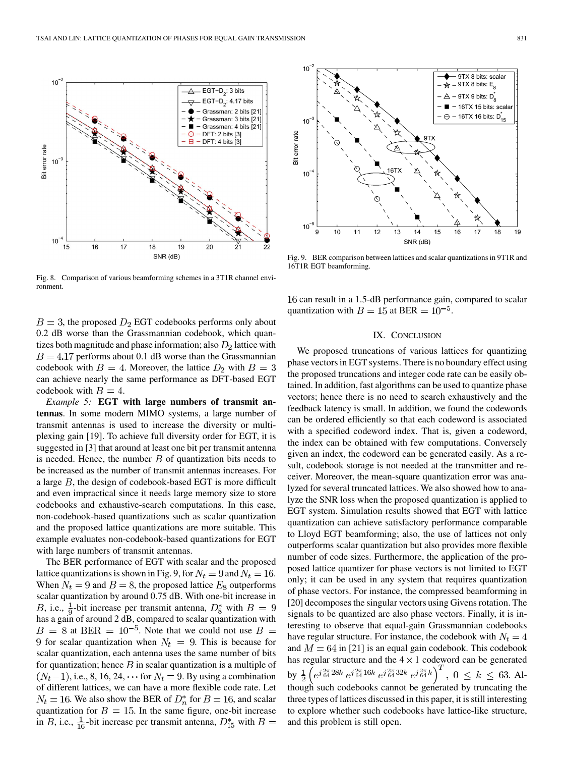Fig. 8. Comparison of various beamforming schemes in a 3T1R channel environment.

Fig. 9. BER comparison between lattices and scalar quantizations in 9T1R and 16T1R EGT beamforming.

$B = 3$, the proposed $D_2$ EGT codebooks performs only about 0.2 dB worse than the Grassmannian codebook, which quantizes both magnitude and phase information; also $D_2$ lattice with $B = 4.17$ performs about 0.1 dB worse than the Grassmannian codebook with $B = 4$. Moreover, the lattice $D_2$ with $B = 3$ can achieve nearly the same performance as DFT-based EGT codebook with $B = 4$.

*Example 5:* **EGT with large numbers of transmit antennas**. In some modern MIMO systems, a large number of transmit antennas is used to increase the diversity or multiplexing gain [19]. To achieve full diversity order for EGT, it is suggested in [3] that around at least one bit per transmit antenna is needed. Hence, the number $B$ of quantization bits needs to be increased as the number of transmit antennas increases. For a large $B$, the design of codebook-based EGT is more difficult and even impractical since it needs large memory size to store codebooks and exhaustive-search computations. In this case, non-codebook-based quantizations such as scalar quantization and the proposed lattice quantizations are more suitable. This example evaluates non-codebook-based quantizations for EGT with large numbers of transmit antennas.

The BER performance of EGT with scalar and the proposed lattice quantizations is shown in Fig. 9, for $N_t = 9$ and $N_t = 16$. When $N_t = 9$ and $B = 8$, the proposed lattice $E_8$ outperforms scalar quantization by around 0.75 dB. With one-bit increase in $B$, i.e., $\frac{1}{9}$-bit increase per transmit antenna, $D_8^*$ with $B = 9$ has a gain of around 2 dB, compared to scalar quantization with $B = 8$ at $\text{BER} = 10^{-5}$. Note that we could not use $B = 9$ for scalar quantization when $N_t = 9$. This is because for scalar quantization, each antenna uses the same number of bits for quantization; hence $B$ in scalar quantization is a multiple of $(N_t - 1)$, i.e., $8, 16, 24, \cdots$ for $N_t = 9$. By using a combination of different lattices, we can have a more flexible code rate. Let $N_t = 16$. We also show the BER of $D_n^*$ for $B = 16$, and scalar quantization for $B = 15$. In the same figure, one-bit increase in $B$, i.e., $\frac{1}{16}$-bit increase per transmit antenna, $D_{15}^*$ with $B = 16$ can result in a 1.5-dB performance gain, compared to scalar quantization with $B = 15$ at $\text{BER} = 10^{-5}$.

## IX. Conclusion

We proposed truncations of various lattices for quantizing phase vectors in EGT systems. There is no boundary effect using the proposed truncations and integer code rate can be easily obtained. In addition, fast algorithms can be used to quantize phase vectors; hence there is no need to search exhaustively and the feedback latency is small. In addition, we found the codewords can be ordered efficiently so that each codeword is associated with a specified codeword index. That is, given a codeword, the index can be obtained with few computations. Conversely given an index, the codeword can be generated easily. As a result, codebook storage is not needed at the transmitter and receiver. Moreover, the mean-square quantization error was analyzed for several truncated lattices. We also showed how to analyze the SNR loss when the proposed quantization is applied to EGT system. Simulation results showed that EGT with lattice quantization can achieve satisfactory performance comparable to Lloyd EGT beamforming; also, the use of lattices not only outperforms scalar quantization but also provides more flexible number of code sizes. Furthermore, the application of the proposed lattice quantizer for phase vectors is not limited to EGT only; it can be used in any system that requires quantization of phase vectors. For instance, the compressed beamforming in [20] decomposes the singular vectors using Givens rotation. The signals to be quantized are also phase vectors. Finally, it is interesting to observe that equal-gain Grassmannian codebooks have regular structure. For instance, the codebook with $N_t = 4$ and $M = 64$ in [21] is an equal gain codebook. This codebook has regular structure and the $4 \times 1$ codeword can be generated by $\frac{1}{2}\left(e^{j\frac{2\pi}{64}28k}\ e^{j\frac{2\pi}{64}16k}\ e^{j\frac{2\pi}{64}32k}\ e^{j\frac{2\pi}{64}k}\right)^T$, $0 \leq k \leq 63$. Although such codebooks cannot be generated by truncating the three types of lattices discussed in this paper, it is still interesting to explore whether such codebooks have lattice-like structure, and this problem is still open.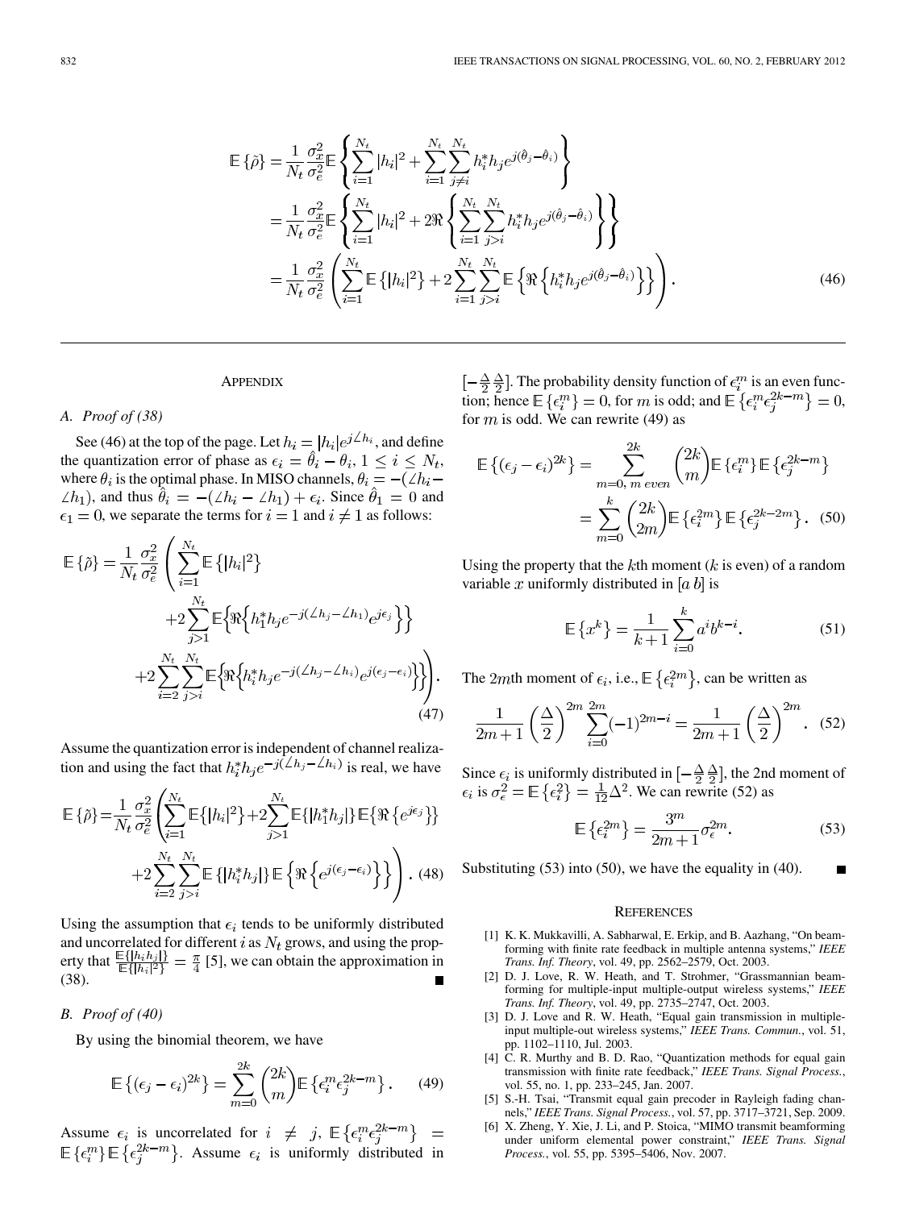$$
\begin{aligned}
\mathbb{E}\{\tilde{\rho}\} &= \frac{1}{N_t}\frac{\sigma_x^2}{\sigma_e^2}\mathbb{E}\left\{\sum_{i=1}^{N_t}|h_i|^2 + \sum_{i=1}^{N_t}\sum_{j\neq i}^{N_t} h_i^* h_j e^{j(\hat{\theta}_j - \hat{\theta}_i)}\right\} \\
&= \frac{1}{N_t}\frac{\sigma_x^2}{\sigma_e^2}\mathbb{E}\left\{\sum_{i=1}^{N_t}|h_i|^2 + 2\Re\left\{\sum_{i=1}^{N_t}\sum_{j>i}^{N_t} h_i^* h_j e^{j(\hat{\theta}_j - \hat{\theta}_i)}\right\}\right\} \\
&= \frac{1}{N_t}\frac{\sigma_x^2}{\sigma_e^2}\left(\sum_{i=1}^{N_t}\mathbb{E}\{|h_i|^2\} + 2\sum_{i=1}^{N_t}\sum_{j>i}^{N_t}\mathbb{E}\left\{\Re\left\{h_i^* h_j e^{j(\hat{\theta}_j - \hat{\theta}_i)}\right\}\right\}\right).
\end{aligned}
\tag{46}
$$

## APPENDIX

### A. Proof of (38)

See (46) at the top of the page. Let $h_i = |h_i|e^{j\angle h_i}$, and define the quantization error of phase as $\epsilon_i = \hat{\theta}_i - \theta_i$, $1 \le i \le N_t$, where $\theta_i$ is the optimal phase. In MISO channels, $\theta_i = -(\angle h_i - \angle h_1)$, and thus $\hat{\theta}_i = -(\angle h_i - \angle h_1) + \epsilon_i$. Since $\hat{\theta}_1 = 0$ and $\epsilon_1 = 0$, we separate the terms for $i = 1$ and $i \neq 1$ as follows:

$$
\begin{aligned}
\mathbb{E}\{\tilde{\rho}\} = \frac{1}{N_t}\frac{\sigma_x^2}{\sigma_e^2}\Bigg(&\sum_{i=1}^{N_t}\mathbb{E}\{|h_i|^2\} \\
&+ 2\sum_{j>1}^{N_t}\mathbb{E}\left\{\Re\left\{h_1^* h_j e^{-j(\angle h_j - \angle h_1)} e^{j\epsilon_j}\right\}\right\} \\
&+ 2\sum_{i=2}^{N_t}\sum_{j>i}^{N_t}\mathbb{E}\left\{\Re\left\{h_i^* h_j e^{-j(\angle h_j - \angle h_i)} e^{j(\epsilon_j - \epsilon_i)}\right\}\right\}\Bigg).
\end{aligned}
\tag{47}
$$

Assume the quantization error is independent of channel realization and using the fact that $h_i^* h_j e^{-j(\angle h_j - \angle h_i)}$ is real, we have

$$
\begin{aligned}
\mathbb{E}\{\tilde{\rho}\} = \frac{1}{N_t}\frac{\sigma_x^2}{\sigma_e^2}\Bigg(&\sum_{i=1}^{N_t}\mathbb{E}\{|h_i|^2\} + 2\sum_{j>1}^{N_t}\mathbb{E}\{|h_1^* h_j|\}\mathbb{E}\{\Re\{e^{j\epsilon_j}\}\} \\
&+ 2\sum_{i=2}^{N_t}\sum_{j>i}^{N_t}\mathbb{E}\{|h_i^* h_j|\}\mathbb{E}\left\{\Re\left\{e^{j(\epsilon_j - \epsilon_i)}\right\}\right\}\Bigg).
\end{aligned}
\tag{48}
$$

Using the assumption that $\epsilon_i$ tends to be uniformly distributed and uncorrelated for different $i$ as $N_t$ grows, and using the property that $\frac{\mathbb{E}\{|h_i h_j|\}}{\mathbb{E}\{|h_i|^2\}} = \frac{\pi}{4}$ [5], we can obtain the approximation in (38). ∎

### B. Proof of (40)

By using the binomial theorem, we have

$$
\mathbb{E}\left\{(\epsilon_j - \epsilon_i)^{2k}\right\} = \sum_{m=0}^{2k}\binom{2k}{m}\mathbb{E}\left\{\epsilon_i^m \epsilon_j^{2k-m}\right\}. \tag{49}
$$

Assume $\epsilon_i$ is uncorrelated for $i \neq j$, $\mathbb{E}\{\epsilon_i^m \epsilon_j^{2k-m}\} = \mathbb{E}\{\epsilon_i^m\}\mathbb{E}\{\epsilon_j^{2k-m}\}$. Assume $\epsilon_i$ is uniformly distributed in $[-\frac{\Delta}{2}\,\frac{\Delta}{2}]$. The probability density function of $\epsilon_i^m$ is an even function; hence $\mathbb{E}\{\epsilon_i^m\} = 0$, for $m$ is odd; and $\mathbb{E}\{\epsilon_i^m \epsilon_j^{2k-m}\} = 0$, for $m$ is odd. We can rewrite (49) as

$$
\begin{aligned}
\mathbb{E}\left\{(\epsilon_j - \epsilon_i)^{2k}\right\} &= \sum_{m=0,\ m\ even}^{2k}\binom{2k}{m}\mathbb{E}\{\epsilon_i^m\}\mathbb{E}\left\{\epsilon_j^{2k-m}\right\} \\
&= \sum_{m=0}^{k}\binom{2k}{2m}\mathbb{E}\left\{\epsilon_i^{2m}\right\}\mathbb{E}\left\{\epsilon_j^{2k-2m}\right\}.
\end{aligned}
\tag{50}
$$

Using the property that the $k$th moment ($k$ is even) of a random variable $x$ uniformly distributed in $[a\ b]$ is

$$
\mathbb{E}\{x^k\} = \frac{1}{k+1}\sum_{i=0}^{k} a^i b^{k-i}. \tag{51}
$$

The $2m$th moment of $\epsilon_i$, i.e., $\mathbb{E}\{\epsilon_i^{2m}\}$, can be written as

$$
\frac{1}{2m+1}\left(\frac{\Delta}{2}\right)^{2m}\sum_{i=0}^{2m}(-1)^{2m-i} = \frac{1}{2m+1}\left(\frac{\Delta}{2}\right)^{2m}. \tag{52}
$$

Since $\epsilon_i$ is uniformly distributed in $[-\frac{\Delta}{2}\,\frac{\Delta}{2}]$, the 2nd moment of $\epsilon_i$ is $\sigma_\epsilon^2 = \mathbb{E}\{\epsilon_i^2\} = \frac{1}{12}\Delta^2$. We can rewrite (52) as

$$
\mathbb{E}\left\{\epsilon_i^{2m}\right\} = \frac{3^m}{2m+1}\sigma_\epsilon^{2m}. \tag{53}
$$

Substituting (53) into (50), we have the equality in (40). ∎

## REFERENCES

[1] K. K. Mukkavilli, A. Sabharwal, E. Erkip, and B. Aazhang, "On beamforming with finite rate feedback in multiple antenna systems," *IEEE Trans. Inf. Theory*, vol. 49, pp. 2562–2579, Oct. 2003.

[2] D. J. Love, R. W. Heath, and T. Strohmer, "Grassmannian beamforming for multiple-input multiple-output wireless systems," *IEEE Trans. Inf. Theory*, vol. 49, pp. 2735–2747, Oct. 2003.

[3] D. J. Love and R. W. Heath, "Equal gain transmission in multiple-input multiple-out wireless systems," *IEEE Trans. Commun.*, vol. 51, pp. 1102–1110, Jul. 2003.

[4] C. R. Murthy and B. D. Rao, "Quantization methods for equal gain transmission with finite rate feedback," *IEEE Trans. Signal Process.*, vol. 55, no. 1, pp. 233–245, Jan. 2007.

[5] S.-H. Tsai, "Transmit equal gain precoder in Rayleigh fading channels," *IEEE Trans. Signal Process.*, vol. 57, pp. 3717–3721, Sep. 2009.

[6] X. Zheng, Y. Xie, J. Li, and P. Stoica, "MIMO transmit beamforming under uniform elemental power constraint," *IEEE Trans. Signal Process.*, vol. 55, pp. 5395–5406, Nov. 2007.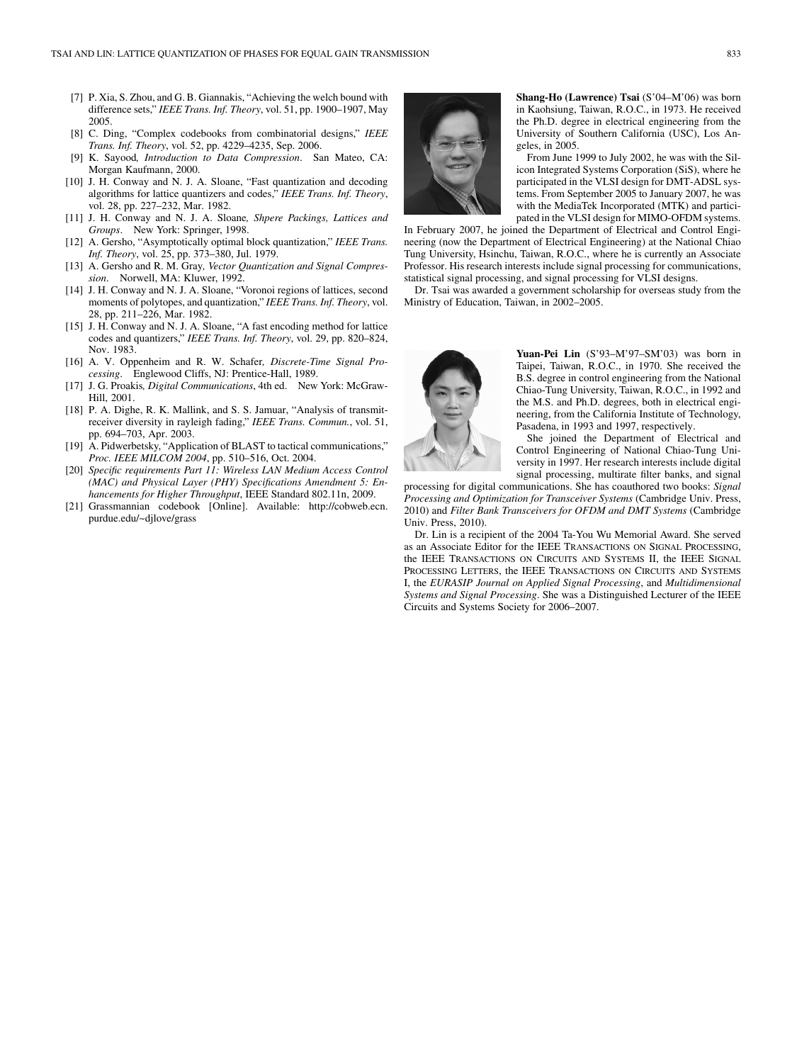[7] P. Xia, S. Zhou, and G. B. Giannakis, "Achieving the welch bound with difference sets," *IEEE Trans. Inf. Theory*, vol. 51, pp. 1900–1907, May 2005.

[8] C. Ding, "Complex codebooks from combinatorial designs," *IEEE Trans. Inf. Theory*, vol. 52, pp. 4229–4235, Sep. 2006.

[9] K. Sayood*, Introduction to Data Compression*. San Mateo, CA: Morgan Kaufmann, 2000.

[10] J. H. Conway and N. J. A. Sloane, "Fast quantization and decoding algorithms for lattice quantizers and codes," *IEEE Trans. Inf. Theory*, vol. 28, pp. 227–232, Mar. 1982.

[11] J. H. Conway and N. J. A. Sloane*, Shpere Packings, Lattices and Groups*. New York: Springer, 1998.

[12] A. Gersho, "Asymptotically optimal block quantization," *IEEE Trans. Inf. Theory*, vol. 25, pp. 373–380, Jul. 1979.

[13] A. Gersho and R. M. Gray*, Vector Quantization and Signal Compression*. Norwell, MA: Kluwer, 1992.

[14] J. H. Conway and N. J. A. Sloane, "Voronoi regions of lattices, second moments of polytopes, and quantization," *IEEE Trans. Inf. Theory*, vol. 28, pp. 211–226, Mar. 1982.

[15] J. H. Conway and N. J. A. Sloane, "A fast encoding method for lattice codes and quantizers," *IEEE Trans. Inf. Theory*, vol. 29, pp. 820–824, Nov. 1983.

[16] A. V. Oppenheim and R. W. Schafer*, Discrete-Time Signal Processing*. Englewood Cliffs, NJ: Prentice-Hall, 1989.

[17] J. G. Proakis*, Digital Communications*, 4th ed. New York: McGraw-Hill, 2001.

[18] P. A. Dighe, R. K. Mallink, and S. S. Jamuar, "Analysis of transmit-receiver diversity in rayleigh fading," *IEEE Trans. Commun.*, vol. 51, pp. 694–703, Apr. 2003.

[19] A. Pidwerbetsky, "Application of BLAST to tactical communications," *Proc. IEEE MILCOM 2004*, pp. 510–516, Oct. 2004.

[20] *Specific requirements Part 11: Wireless LAN Medium Access Control (MAC) and Physical Layer (PHY) Specifications Amendment 5: Enhancements for Higher Throughput*, IEEE Standard 802.11n, 2009.

[21] Grassmannian codebook [Online]. Available: http://cobweb.ecn.purdue.edu/~djlove/grass

**Shang-Ho (Lawrence) Tsai** (S'04–M'06) was born in Kaohsiung, Taiwan, R.O.C., in 1973. He received the Ph.D. degree in electrical engineering from the University of Southern California (USC), Los Angeles, in 2005.

From June 1999 to July 2002, he was with the Silicon Integrated Systems Corporation (SiS), where he participated in the VLSI design for DMT-ADSL systems. From September 2005 to January 2007, he was with the MediaTek Incorporated (MTK) and participated in the VLSI design for MIMO-OFDM systems. In February 2007, he joined the Department of Electrical and Control Engineering (now the Department of Electrical Engineering) at the National Chiao Tung University, Hsinchu, Taiwan, R.O.C., where he is currently an Associate Professor. His research interests include signal processing for communications, statistical signal processing, and signal processing for VLSI designs.

Dr. Tsai was awarded a government scholarship for overseas study from the Ministry of Education, Taiwan, in 2002–2005.

**Yuan-Pei Lin** (S'93–M'97–SM'03) was born in Taipei, Taiwan, R.O.C., in 1970. She received the B.S. degree in control engineering from the National Chiao-Tung University, Taiwan, R.O.C., in 1992 and the M.S. and Ph.D. degrees, both in electrical engineering, from the California Institute of Technology, Pasadena, in 1993 and 1997, respectively.

She joined the Department of Electrical and Control Engineering of National Chiao-Tung University in 1997. Her research interests include digital signal processing, multirate filter banks, and signal processing for digital communications. She has coauthored two books: *Signal Processing and Optimization for Transceiver Systems* (Cambridge Univ. Press, 2010) and *Filter Bank Transceivers for OFDM and DMT Systems* (Cambridge Univ. Press, 2010).

Dr. Lin is a recipient of the 2004 Ta-You Wu Memorial Award. She served as an Associate Editor for the IEEE TRANSACTIONS ON SIGNAL PROCESSING, the IEEE TRANSACTIONS ON CIRCUITS AND SYSTEMS II, the IEEE SIGNAL PROCESSING LETTERS, the IEEE TRANSACTIONS ON CIRCUITS AND SYSTEMS I, the *EURASIP Journal on Applied Signal Processing*, and *Multidimensional Systems and Signal Processing*. She was a Distinguished Lecturer of the IEEE Circuits and Systems Society for 2006–2007.